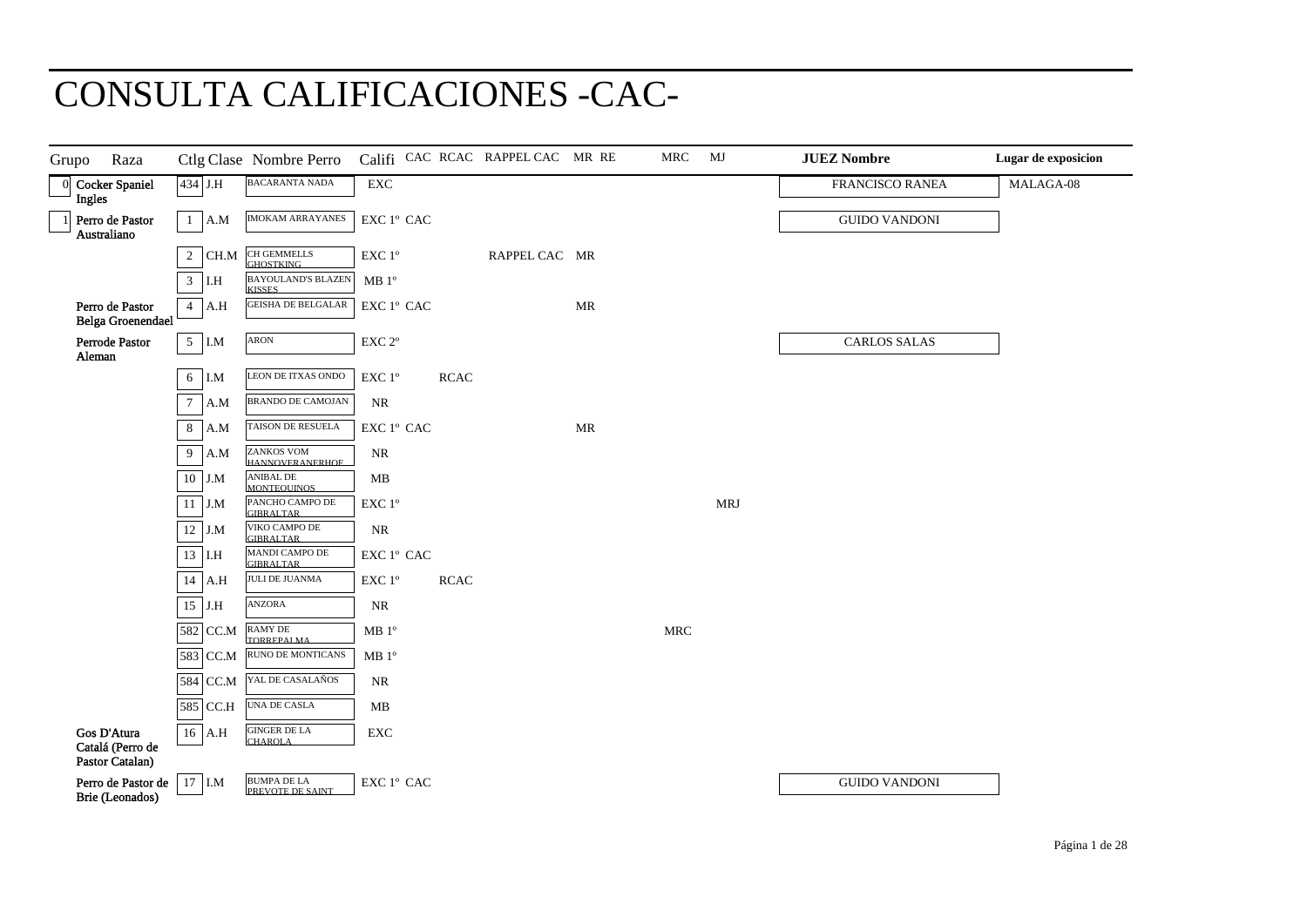# CONSULTA CALIFICACIONES -CAC-

| Grupo | Raza | Ctlg | Clase | Nombre Perro | Califi | CAC | RCAC | RAPPEL CAC | MR | RE | MRC | MJ | JUEZ Nombre | Lugar de exposicion |
|---|---|---|---|---|---|---|---|---|---|---|---|---|---|---|
| 0 | Cocker Spaniel Ingles | 434 | J.H | BACARANTA NADA | EXC | | | | | | | | FRANCISCO RANEA | MALAGA-08 |
| 1 | Perro de Pastor Australiano | 1 | A.M | IMOKAM ARRAYANES | EXC 1º | CAC | | | | | | | GUIDO VANDONI | |
| | | 2 | CH.M | CH GEMMELLS GHOSTKING | EXC 1º | | | RAPPEL CAC | MR | | | | | |
| | | 3 | I.H | BAYOULAND'S BLAZEN KISSES | MB 1º | | | | | | | | | |
| | Perro de Pastor Belga Groenendael | 4 | A.H | GEISHA DE BELGALAR | EXC 1º | CAC | | | MR | | | | | |
| | Perrode Pastor Aleman | 5 | I.M | ARON | EXC 2º | | | | | | | | CARLOS SALAS | |
| | | 6 | I.M | LEON DE ITXAS ONDO | EXC 1º | | RCAC | | | | | | | |
| | | 7 | A.M | BRANDO DE CAMOJAN | NR | | | | | | | | | |
| | | 8 | A.M | TAISON DE RESUELA | EXC 1º | CAC | | | MR | | | | | |
| | | 9 | A.M | ZANKOS VOM HANNOVERANERHOF | NR | | | | | | | | | |
| | | 10 | J.M | ANIBAL DE MONTEQUINOS | MB | | | | | | | | | |
| | | 11 | J.M | PANCHO CAMPO DE GIBRALTAR | EXC 1º | | | | | | | MRJ | | |
| | | 12 | J.M | VIKO CAMPO DE GIBRALTAR | NR | | | | | | | | | |
| | | 13 | I.H | MANDI CAMPO DE GIBRALTAR | EXC 1º | CAC | | | | | | | | |
| | | 14 | A.H | JULI DE JUANMA | EXC 1º | | RCAC | | | | | | | |
| | | 15 | J.H | ANZORA | NR | | | | | | | | | |
| | | 582 | CC.M | RAMY DE TORREPALMA | MB 1º | | | | | | MRC | | | |
| | | 583 | CC.M | RUNO DE MONTICANS | MB 1º | | | | | | | | | |
| | | 584 | CC.M | YAL DE CASALAÑOS | NR | | | | | | | | | |
| | | 585 | CC.H | UNA DE CASLA | MB | | | | | | | | | |
| | Gos D'Atura Catalá (Perro de Pastor Catalan) | 16 | A.H | GINGER DE LA CHAROLA | EXC | | | | | | | | | |
| | Perro de Pastor de Brie (Leonados) | 17 | I.M | BUMPA DE LA PREVOTE DE SAINT | EXC 1º | CAC | | | | | | | GUIDO VANDONI | |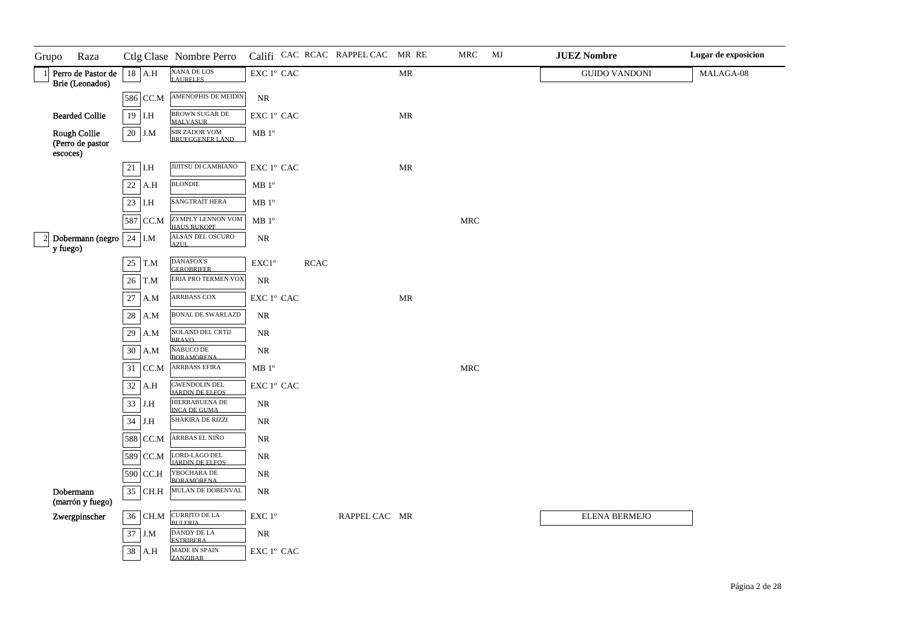| Grupo | Raza | Ctlg | Clase | Nombre Perro | Califi | CAC | RCAC | RAPPEL CAC | MR | RE | MRC | MJ | JUEZ Nombre | Lugar de exposicion |
|---|---|---|---|---|---|---|---|---|---|---|---|---|---|---|
| 1 | Perro de Pastor de Brie (Leonados) | 18 | A.H | XANA DE LOS LAURELES | EXC 1º | CAC | | | MR | | | | GUIDO VANDONI | MALAGA-08 |
| | | 586 | CC.M | AMENOPHIS DE MEIDIN | NR | | | | | | | | | |
| | Bearded Collie | 19 | I.H | BROWN SUGAR DE MALVASUR | EXC 1º | CAC | | | MR | | | | | |
| | Rough Collie (Perro de pastor escoces) | 20 | J.M | SIR ZADOR VOM BRUEGGENER LAND | MB 1º | | | | | | | | | |
| | | 21 | I.H | JIJITSU DI CAMBIANO | EXC 1º | CAC | | | MR | | | | | |
| | | 22 | A.H | BLONDIE | MB 1º | | | | | | | | | |
| | | 23 | I.H | SANGTRAIT HERA | MB 1º | | | | | | | | | |
| | | 587 | CC.M | ZYMPLY LENNON VOM HAUS RUKOPF | MB 1º | | | | | | MRC | | | |
| 2 | Dobermann (negro y fuego) | 24 | I.M | ALSAN DEL OSCURO AZUL | NR | | | | | | | | | |
| | | 25 | T.M | DANAFOX'S GEROBRIFER | EXC1º | | RCAC | | | | | | | |
| | | 26 | T.M | ERIA PRO TERMEN VOX | NR | | | | | | | | | |
| | | 27 | A.M | ARRBASS COX | EXC 1º | CAC | | | MR | | | | | |
| | | 28 | A.M | BONAL DE SWARLAZD | NR | | | | | | | | | |
| | | 29 | A.M | NOLAND DEL CRTIJ BRAVO | NR | | | | | | | | | |
| | | 30 | A.M | ÑABUCO DE BORAMORENA | NR | | | | | | | | | |
| | | 31 | CC.M | ARRBASS EFIRA | MB 1º | | | | | | MRC | | | |
| | | 32 | A.H | GWENDOLIN DEL JARDIN DE ELFOS | EXC 1º | CAC | | | | | | | | |
| | | 33 | J.H | HIERBABUENA DE INCA DE GUMA | NR | | | | | | | | | |
| | | 34 | J.H | SHAKIRA DE RIZZI | NR | | | | | | | | | |
| | | 588 | CC.M | ARRBAS EL NIÑO | NR | | | | | | | | | |
| | | 589 | CC.M | LORD-LAGO DEL JARDIN DE ELFOS | NR | | | | | | | | | |
| | | 590 | CC.H | YBOCHARA DE BORAMORENA | NR | | | | | | | | | |
| | Dobermann (marrón y fuego) | 35 | CH.H | MULAN DE DOBENVAL | NR | | | | | | | | | |
| | Zwergpinscher | 36 | CH.M | CURRITO DE LA BULERIA | EXC 1º | | | RAPPEL CAC | MR | | | | ELENA BERMEJO | |
| | | 37 | J.M | DANDY DE LA ESTRIBERA | NR | | | | | | | | | |
| | | 38 | A.H | MADE IN SPAIN ZANZIBAR | EXC 1º | CAC | | | | | | | | |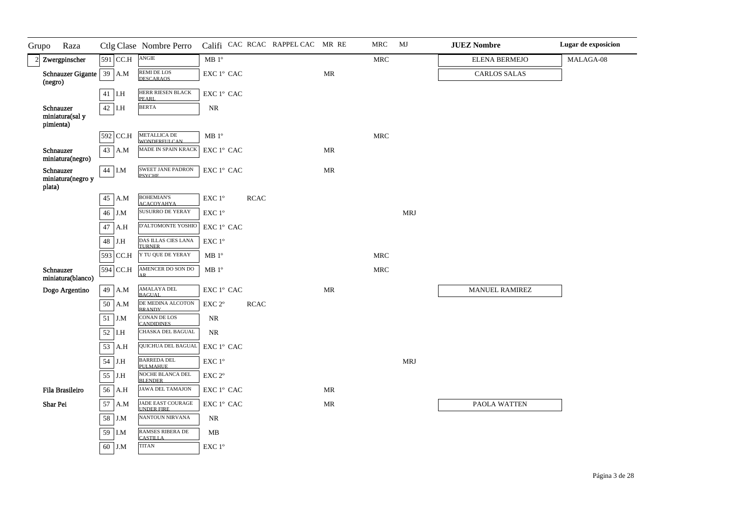| Grupo | Raza | Ctlg | Clase | Nombre Perro | Califi | CAC | RCAC | RAPPEL CAC | MR | RE | MRC | MJ | JUEZ Nombre | Lugar de exposicion |
|---|---|---|---|---|---|---|---|---|---|---|---|---|---|---|
| 2 | Zwergpinscher | 591 | CC.H | ANGIE | MB 1º | | | | | | MRC | | ELENA BERMEJO | MALAGA-08 |
| | Schnauzer Gigante (negro) | 39 | A.M | REMI DE LOS DESCARAOS | EXC 1º | CAC | | | MR | | | | CARLOS SALAS | |
| | | 41 | I.H | HERR RIESEN BLACK PEARL | EXC 1º | CAC | | | | | | | | |
| | Schnauzer miniatura(sal y pimienta) | 42 | I.H | BERTA | NR | | | | | | | | | |
| | | 592 | CC.H | METALLICA DE WONDERFULCAN | MB 1º | | | | | | MRC | | | |
| | Schnauzer miniatura(negro) | 43 | A.M | MADE IN SPAIN KRACK | EXC 1º | CAC | | | MR | | | | | |
| | Schnauzer miniatura(negro y plata) | 44 | I.M | SWEET JANE PADRON PSYCHE | EXC 1º | CAC | | | MR | | | | | |
| | | 45 | A.M | BOHEMIAN'S ACACOYAHYA | EXC 1º | | RCAC | | | | | | | |
| | | 46 | J.M | SUSURRO DE YERAY | EXC 1º | | | | | | | MRJ | | |
| | | 47 | A.H | D'ALTOMONTE YOSHIO | EXC 1º | CAC | | | | | | | | |
| | | 48 | J.H | DAS ILLAS CIES LANA TURNER | EXC 1º | | | | | | | | | |
| | | 593 | CC.H | Y TU QUE DE YERAY | MB 1º | | | | | | MRC | | | |
| | Schnauzer miniatura(blanco) | 594 | CC.H | AMENCER DO SON DO AR | MB 1º | | | | | | MRC | | | |
| | Dogo Argentino | 49 | A.M | AMALAYA DEL BAGUAL | EXC 1º | CAC | | | MR | | | | MANUEL RAMIREZ | |
| | | 50 | A.M | DE MEDINA ALCOTON BRANDY | EXC 2º | | RCAC | | | | | | | |
| | | 51 | J.M | CONAN DE LOS CANDIDINES | NR | | | | | | | | | |
| | | 52 | I.H | CHASKA DEL BAGUAL | NR | | | | | | | | | |
| | | 53 | A.H | QUICHUA DEL BAGUAL | EXC 1º | CAC | | | | | | | | |
| | | 54 | J.H | BARREDA DEL PULMAHUE | EXC 1º | | | | | | | MRJ | | |
| | | 55 | J.H | NOCHE BLANCA DEL BLENDER | EXC 2º | | | | | | | | | |
| | Fila Brasileiro | 56 | A.H | JAWA DEL TAMAJON | EXC 1º | CAC | | | MR | | | | | |
| | Shar Pei | 57 | A.M | JADE EAST COURAGE UNDER FIRE | EXC 1º | CAC | | | MR | | | | PAOLA WATTEN | |
| | | 58 | J.M | NANTOUN NIRVANA | NR | | | | | | | | | |
| | | 59 | I.M | RAMSES RIBERA DE CASTILLA | MB | | | | | | | | | |
| | | 60 | J.M | TITAN | EXC 1º | | | | | | | | | |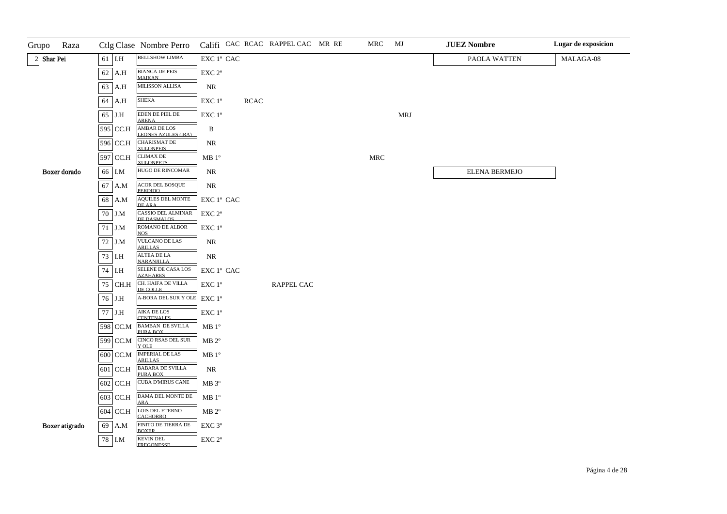| Grupo | Raza | Ctlg | Clase | Nombre Perro | Califi | CAC | RCAC | RAPPEL CAC | MR | RE | MRC | MJ | JUEZ Nombre | Lugar de exposicion |
|---|---|---|---|---|---|---|---|---|---|---|---|---|---|---|
| 2 | Shar Pei | 61 | I.H | BELLSHOW LIMBA | EXC 1º | CAC | | | | | | | PAOLA WATTEN | MALAGA-08 |
| | | 62 | A.H | BIANCA DE PEIS MAIKAN | EXC 2º | | | | | | | | | |
| | | 63 | A.H | MILISSON ALLISA | NR | | | | | | | | | |
| | | 64 | A.H | SHEKA | EXC 1º | | RCAC | | | | | | | |
| | | 65 | J.H | EDEN DE PIEL DE ARENA | EXC 1º | | | | | | | MRJ | | |
| | | 595 | CC.H | AMBAR DE LOS LEONES AZULES (IRA) | B | | | | | | | | | |
| | | 596 | CC.H | CHARISMAT DE XULONPEIS | NR | | | | | | | | | |
| | | 597 | CC.H | CLIMAX DE XULONPETS | MB 1º | | | | | | MRC | | | |
| | Boxer dorado | 66 | I.M | HUGO DE RINCOMAR | NR | | | | | | | | ELENA BERMEJO | |
| | | 67 | A.M | ACOR DEL BOSQUE PERDIDO | NR | | | | | | | | | |
| | | 68 | A.M | AQUILES DEL MONTE DE ARA | EXC 1º | CAC | | | | | | | | |
| | | 70 | J.M | CASSIO DEL ALMINAR DE DASMALOS | EXC 2º | | | | | | | | | |
| | | 71 | J.M | ROMANO DE ALBOR NOS | EXC 1º | | | | | | | | | |
| | | 72 | J.M | VULCANO DE LAS ARILLAS | NR | | | | | | | | | |
| | | 73 | I.H | ALTEA DE LA NARANJILLA | NR | | | | | | | | | |
| | | 74 | I.H | SELENE DE CASA LOS AZAHARES | EXC 1º | CAC | | | | | | | | |
| | | 75 | CH.H | CH. HAIFA DE VILLA DE COLLE | EXC 1º | | | RAPPEL CAC | | | | | | |
| | | 76 | J.H | A-BORA DEL SUR Y OLE | EXC 1º | | | | | | | | | |
| | | 77 | J.H | AIKA DE LOS CENTENALES | EXC 1º | | | | | | | | | |
| | | 598 | CC.M | BAMBAN DE SVILLA PURA BOX | MB 1º | | | | | | | | | |
| | | 599 | CC.M | CINCO RSAS DEL SUR Y OLE | MB 2º | | | | | | | | | |
| | | 600 | CC.M | IMPERIAL DE LAS ARILLAS | MB 1º | | | | | | | | | |
| | | 601 | CC.H | BABARA DE SVILLA PURA BOX | NR | | | | | | | | | |
| | | 602 | CC.H | CUBA D'MIRUS CANE | MB 3º | | | | | | | | | |
| | | 603 | CC.H | DAMA DEL MONTE DE ARA | MB 1º | | | | | | | | | |
| | | 604 | CC.H | LOIS DEL ETERNO CACHORRO | MB 2º | | | | | | | | | |
| | Boxer atigrado | 69 | A.M | FINITO DE TIERRA DE BOXER | EXC 3º | | | | | | | | | |
| | | 78 | I.M | KEVIN DEL FREGONESSE | EXC 2º | | | | | | | | | |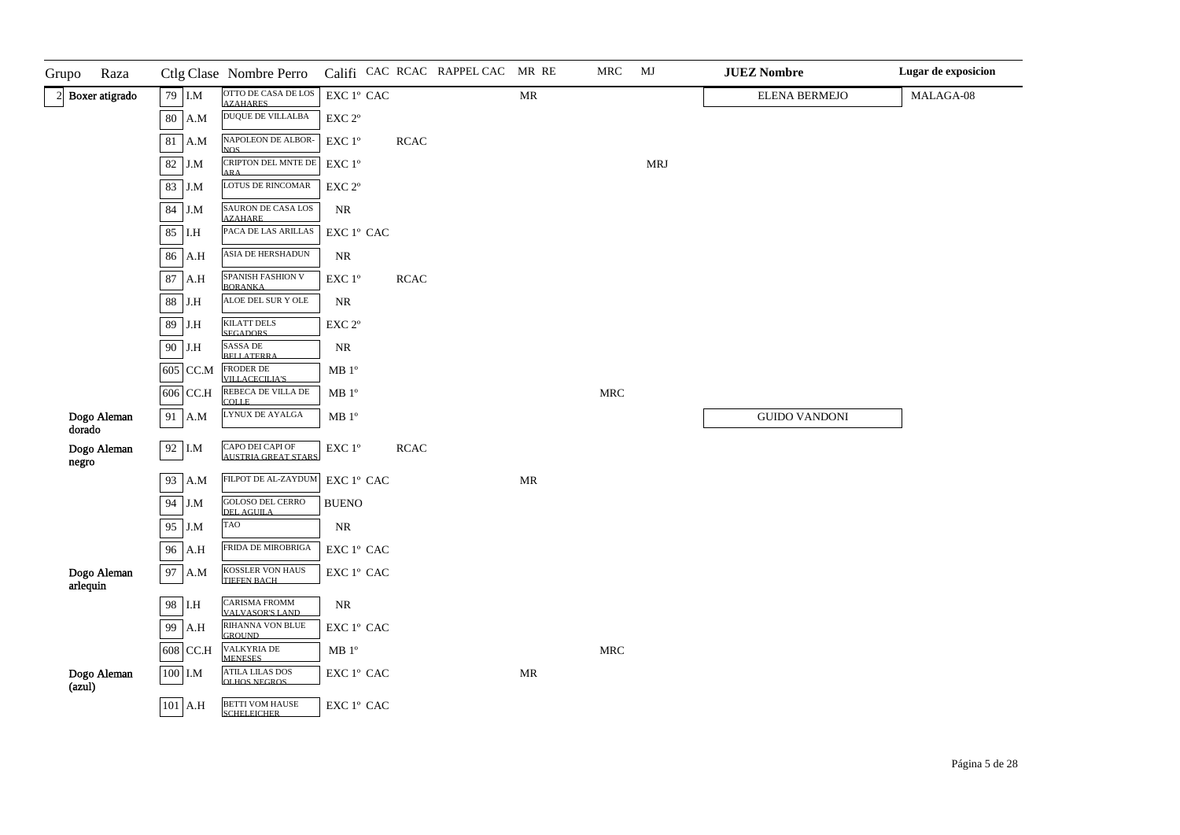| Grupo | Raza | Ctlg | Clase | Nombre Perro | Califi | CAC | RCAC | RAPPEL CAC | MR | RE | MRC | MJ | JUEZ Nombre | Lugar de exposicion |
|---|---|---|---|---|---|---|---|---|---|---|---|---|---|---|
| 2 | Boxer atigrado | 79 | I.M | OTTO DE CASA DE LOS AZAHARES | EXC 1º | CAC | | | MR | | | | ELENA BERMEJO | MALAGA-08 |
| | | 80 | A.M | DUQUE DE VILLALBA | EXC 2º | | | | | | | | | |
| | | 81 | A.M | NAPOLEON DE ALBOR-NOS | EXC 1º | | RCAC | | | | | | | |
| | | 82 | J.M | CRIPTON DEL MNTE DE ARA | EXC 1º | | | | | | | MRJ | | |
| | | 83 | J.M | LOTUS DE RINCOMAR | EXC 2º | | | | | | | | | |
| | | 84 | J.M | SAURON DE CASA LOS AZAHARE | NR | | | | | | | | | |
| | | 85 | I.H | PACA DE LAS ARILLAS | EXC 1º | CAC | | | | | | | | |
| | | 86 | A.H | ASIA DE HERSHADUN | NR | | | | | | | | | |
| | | 87 | A.H | SPANISH FASHION V BORANKA | EXC 1º | | RCAC | | | | | | | |
| | | 88 | J.H | ALOE DEL SUR Y OLE | NR | | | | | | | | | |
| | | 89 | J.H | KILATT DELS SEGADORS | EXC 2º | | | | | | | | | |
| | | 90 | J.H | SASSA DE BELLATERRA | NR | | | | | | | | | |
| | | 605 | CC.M | FRODER DE VILLACECILIA'S | MB 1º | | | | | | | | | |
| | | 606 | CC.H | REBECA DE VILLA DE COLLE | MB 1º | | | | | | MRC | | | |
| | Dogo Aleman dorado | 91 | A.M | LYNUX DE AYALGA | MB 1º | | | | | | | | GUIDO VANDONI | |
| | Dogo Aleman negro | 92 | I.M | CAPO DEI CAPI OF AUSTRIA GREAT STARS | EXC 1º | | RCAC | | | | | | | |
| | | 93 | A.M | FILPOT DE AL-ZAYDUM | EXC 1º | CAC | | | MR | | | | | |
| | | 94 | J.M | GOLOSO DEL CERRO DEL AGUILA | BUENO | | | | | | | | | |
| | | 95 | J.M | TAO | NR | | | | | | | | | |
| | | 96 | A.H | FRIDA DE MIROBRIGA | EXC 1º | CAC | | | | | | | | |
| | Dogo Aleman arlequin | 97 | A.M | KOSSLER VON HAUS TIEFEN BACH | EXC 1º | CAC | | | | | | | | |
| | | 98 | I.H | CARISMA FROMM VALVASOR'S LAND | NR | | | | | | | | | |
| | | 99 | A.H | RIHANNA VON BLUE GROUND | EXC 1º | CAC | | | | | | | | |
| | | 608 | CC.H | VALKYRIA DE MENESES | MB 1º | | | | | | MRC | | | |
| | Dogo Aleman (azul) | 100 | I.M | ATILA LILAS DOS OLHOS NEGROS | EXC 1º | CAC | | | MR | | | | | |
| | | 101 | A.H | BETTI VOM HAUSE SCHELEICHER | EXC 1º | CAC | | | | | | | | |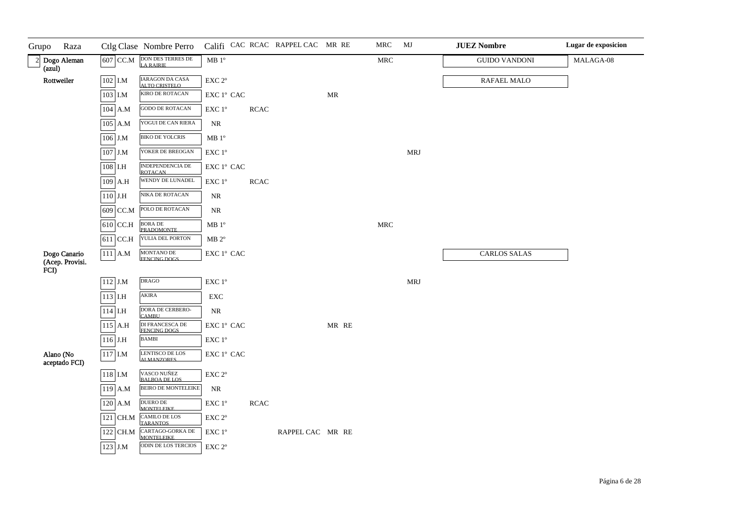| Grupo | Raza | Ctlg | Clase | Nombre Perro | Califi | CAC | RCAC | RAPPEL CAC | MR | RE | MRC | MJ | JUEZ Nombre | Lugar de exposicion |
|---|---|---|---|---|---|---|---|---|---|---|---|---|---|---|
| 2 | Dogo Aleman (azul) | 607 | CC.M | DON DES TERRES DE LA RAIRIE | MB 1º | | | | | | MRC | | GUIDO VANDONI | MALAGA-08 |
| | Rottweiler | 102 | I.M | IARAGON DA CASA ALTO CRISTELO | EXC 2º | | | | | | | | RAFAEL MALO | |
| | | 103 | I.M | KIRO DE ROTACAN | EXC 1º | CAC | | | MR | | | | | |
| | | 104 | A.M | GODO DE ROTACAN | EXC 1º | | RCAC | | | | | | | |
| | | 105 | A.M | YOGUI DE CAN RIERA | NR | | | | | | | | | |
| | | 106 | J.M | BIKO DE YOLCRIS | MB 1º | | | | | | | | | |
| | | 107 | J.M | YOKER DE BREOGAN | EXC 1º | | | | | | | MRJ | | |
| | | 108 | I.H | INDEPENDENCIA DE ROTACAN | EXC 1º | CAC | | | | | | | | |
| | | 109 | A.H | WENDY DE LUNADEL | EXC 1º | | RCAC | | | | | | | |
| | | 110 | J.H | NIKA DE ROTACAN | NR | | | | | | | | | |
| | | 609 | CC.M | POLO DE ROTACAN | NR | | | | | | | | | |
| | | 610 | CC.H | BORA DE PRADOMONTE | MB 1º | | | | | | MRC | | | |
| | | 611 | CC.H | YULIA DEL PORTON | MB 2º | | | | | | | | | |
| | Dogo Canario (Acep. Provisi. FCI) | 111 | A.M | MONTANO DE FENCING DOGS | EXC 1º | CAC | | | | | | | CARLOS SALAS | |
| | | 112 | J.M | DRAGO | EXC 1º | | | | | | | MRJ | | |
| | | 113 | I.H | AKIRA | EXC | | | | | | | | | |
| | | 114 | I.H | DORA DE CERBERO-CAMBU | NR | | | | | | | | | |
| | | 115 | A.H | DI FRANCESCA DE FENCING DOGS | EXC 1º | CAC | | | MR | RE | | | | |
| | | 116 | J.H | BAMBI | EXC 1º | | | | | | | | | |
| | Alano (No aceptado FCI) | 117 | I.M | LENTISCO DE LOS ALMANZORES | EXC 1º | CAC | | | | | | | | |
| | | 118 | I.M | VASCO NUÑEZ BALBOA DE LOS | EXC 2º | | | | | | | | | |
| | | 119 | A.M | BEIRO DE MONTELEIKE | NR | | | | | | | | | |
| | | 120 | A.M | DUERO DE MONTELEIKE | EXC 1º | | RCAC | | | | | | | |
| | | 121 | CH.M | CAMILO DE LOS TARANTOS | EXC 2º | | | | | | | | | |
| | | 122 | CH.M | CARTAGO-GORKA DE MONTELEIKE | EXC 1º | | | RAPPEL CAC | MR | RE | | | | |
| | | 123 | J.M | ODIN DE LOS TERCIOS | EXC 2º | | | | | | | | | |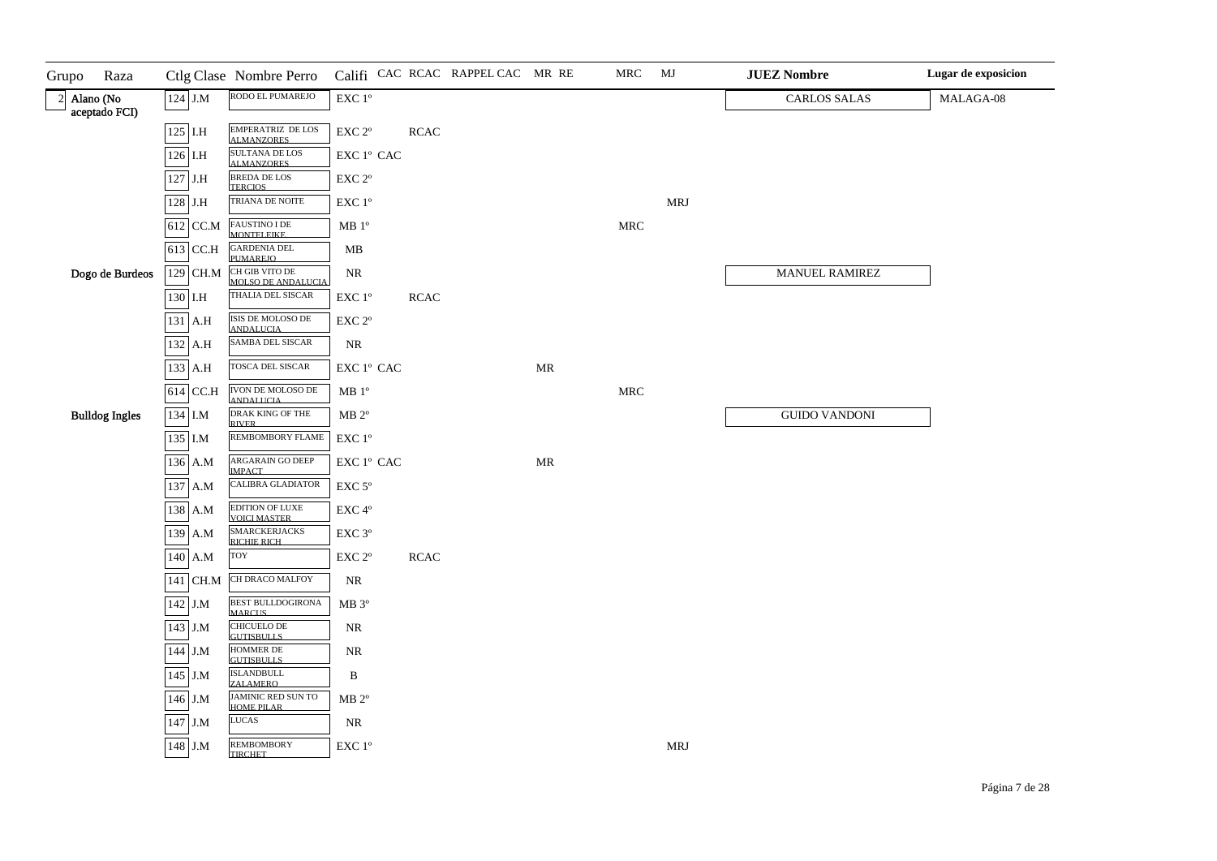| Grupo | Raza | Ctlg | Clase | Nombre Perro | Califi | CAC | RCAC | RAPPEL CAC | MR | RE | MRC | MJ | JUEZ Nombre | Lugar de exposicion |
|---|---|---|---|---|---|---|---|---|---|---|---|---|---|---|
| 2 | Alano (No aceptado FCI) | 124 | J.M | RODO EL PUMAREJO | EXC 1º | | | | | | | | CARLOS SALAS | MALAGA-08 |
| | | 125 | I.H | EMPERATRIZ DE LOS ALMANZORES | EXC 2º | | RCAC | | | | | | | |
| | | 126 | I.H | SULTANA DE LOS ALMANZORES | EXC 1º | CAC | | | | | | | | |
| | | 127 | J.H | BREDA DE LOS TERCIOS | EXC 2º | | | | | | | | | |
| | | 128 | J.H | TRIANA DE NOITE | EXC 1º | | | | | | | MRJ | | |
| | | 612 | CC.M | FAUSTINO I DE MONTELEIKE | MB 1º | | | | | | MRC | | | |
| | | 613 | CC.H | GARDENIA DEL PUMAREJO | MB | | | | | | | | | |
| | Dogo de Burdeos | 129 | CH.M | CH GIB VITO DE MOLSO DE ANDALUCIA | NR | | | | | | | | MANUEL RAMIREZ | |
| | | 130 | I.H | THALIA DEL SISCAR | EXC 1º | | RCAC | | | | | | | |
| | | 131 | A.H | ISIS DE MOLOSO DE ANDALUCIA | EXC 2º | | | | | | | | | |
| | | 132 | A.H | SAMBA DEL SISCAR | NR | | | | | | | | | |
| | | 133 | A.H | TOSCA DEL SISCAR | EXC 1º | CAC | | | MR | | | | | |
| | | 614 | CC.H | IVON DE MOLOSO DE ANDALUCIA | MB 1º | | | | | | MRC | | | |
| | Bulldog Ingles | 134 | I.M | DRAK KING OF THE RIVER | MB 2º | | | | | | | | GUIDO VANDONI | |
| | | 135 | I.M | REMBOMBORY FLAME | EXC 1º | | | | | | | | | |
| | | 136 | A.M | ARGARAIN GO DEEP IMPACT | EXC 1º | CAC | | | MR | | | | | |
| | | 137 | A.M | CALIBRA GLADIATOR | EXC 5º | | | | | | | | | |
| | | 138 | A.M | EDITION OF LUXE VOICI MASTER | EXC 4º | | | | | | | | | |
| | | 139 | A.M | SMARCKERJACKS RICHIE RICH | EXC 3º | | | | | | | | | |
| | | 140 | A.M | TOY | EXC 2º | | RCAC | | | | | | | |
| | | 141 | CH.M | CH DRACO MALFOY | NR | | | | | | | | | |
| | | 142 | J.M | BEST BULLDOGIRONA MARCUS | MB 3º | | | | | | | | | |
| | | 143 | J.M | CHICUELO DE GUTISBULLS | NR | | | | | | | | | |
| | | 144 | J.M | HOMMER DE GUTISBULLS | NR | | | | | | | | | |
| | | 145 | J.M | ISLANDBULL ZALAMERO | B | | | | | | | | | |
| | | 146 | J.M | JAMINIC RED SUN TO HOME PILAR | MB 2º | | | | | | | | | |
| | | 147 | J.M | LUCAS | NR | | | | | | | | | |
| | | 148 | J.M | REMBOMBORY TIRCHET | EXC 1º | | | | | | | MRJ | | |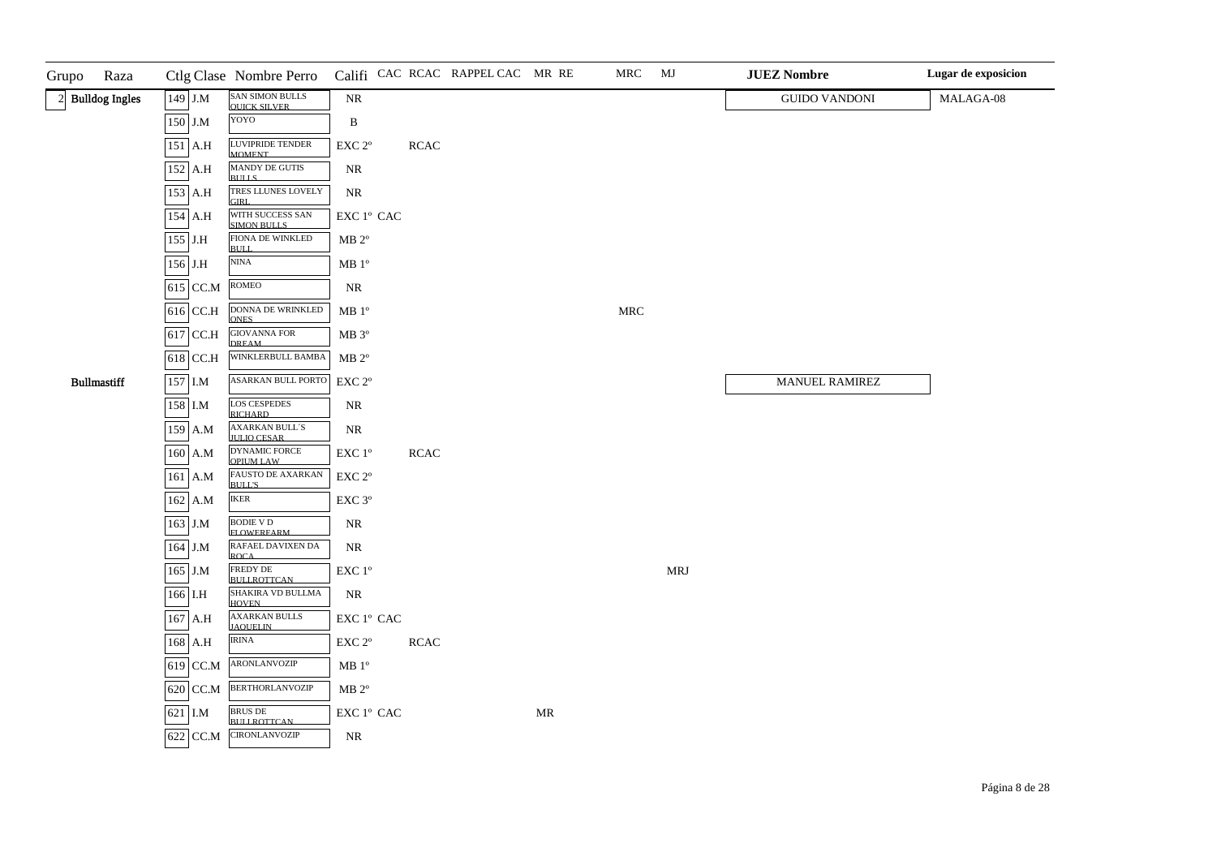| Grupo | Raza | Ctlg | Clase | Nombre Perro | Califi | CAC | RCAC | RAPPEL CAC | MR | RE | MRC | MJ | JUEZ Nombre | Lugar de exposicion |
|---|---|---|---|---|---|---|---|---|---|---|---|---|---|---|
| 2 | Bulldog Ingles | 149 | J.M | SAN SIMON BULLS QUICK SILVER | NR | | | | | | | | GUIDO VANDONI | MALAGA-08 |
| | | 150 | J.M | YOYO | B | | | | | | | | | |
| | | 151 | A.H | LUVIPRIDE TENDER MOMENT | EXC 2º | | RCAC | | | | | | | |
| | | 152 | A.H | MANDY DE GUTIS BULLS | NR | | | | | | | | | |
| | | 153 | A.H | TRES LLUNES LOVELY GIRL | NR | | | | | | | | | |
| | | 154 | A.H | WITH SUCCESS SAN SIMON BULLS | EXC 1º | CAC | | | | | | | | |
| | | 155 | J.H | FIONA DE WINKLED BULL | MB 2º | | | | | | | | | |
| | | 156 | J.H | NINA | MB 1º | | | | | | | | | |
| | | 615 | CC.M | ROMEO | NR | | | | | | | | | |
| | | 616 | CC.H | DONNA DE WRINKLED ONES | MB 1º | | | | | | MRC | | | |
| | | 617 | CC.H | GIOVANNA FOR DREAM | MB 3º | | | | | | | | | |
| | | 618 | CC.H | WINKLERBULL BAMBA | MB 2º | | | | | | | | | |
| | Bullmastiff | 157 | I.M | ASARKAN BULL PORTO | EXC 2º | | | | | | | | MANUEL RAMIREZ | |
| | | 158 | I.M | LOS CESPEDES RICHARD | NR | | | | | | | | | |
| | | 159 | A.M | AXARKAN BULL´S JULIO CESAR | NR | | | | | | | | | |
| | | 160 | A.M | DYNAMIC FORCE OPIUM LAW | EXC 1º | | RCAC | | | | | | | |
| | | 161 | A.M | FAUSTO DE AXARKAN BULL'S | EXC 2º | | | | | | | | | |
| | | 162 | A.M | IKER | EXC 3º | | | | | | | | | |
| | | 163 | J.M | BODIE V D FLOWERFARM | NR | | | | | | | | | |
| | | 164 | J.M | RAFAEL DAVIXEN DA ROCA | NR | | | | | | | | | |
| | | 165 | J.M | FREDY DE BULLROTTCAN | EXC 1º | | | | | | | MRJ | | |
| | | 166 | I.H | SHAKIRA VD BULLMA HOVEN | NR | | | | | | | | | |
| | | 167 | A.H | AXARKAN BULLS JAQUELIN | EXC 1º | CAC | | | | | | | | |
| | | 168 | A.H | IRINA | EXC 2º | | RCAC | | | | | | | |
| | | 619 | CC.M | ARONLANVOZIP | MB 1º | | | | | | | | | |
| | | 620 | CC.M | BERTHORLANVOZIP | MB 2º | | | | | | | | | |
| | | 621 | I.M | BRUS DE BULLROTTCAN | EXC 1º | CAC | | | MR | | | | | |
| | | 622 | CC.M | CIRONLANVOZIP | NR | | | | | | | | | |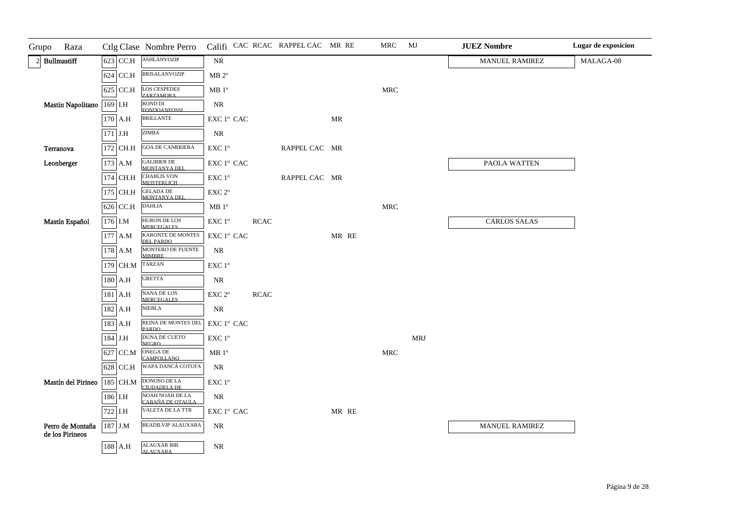| Grupo | Raza | Ctlg | Clase | Nombre Perro | Califi | CAC | RCAC | RAPPEL CAC | MR | RE | MRC | MJ | JUEZ Nombre | Lugar de exposicion |
|---|---|---|---|---|---|---|---|---|---|---|---|---|---|---|
| 2 | Bullmastiff | 623 | CC.H | ASHLANVOZIP | NR | | | | | | | | MANUEL RAMIREZ | MALAGA-08 |
| | | 624 | CC.H | BRISALANVOZIP | MB 2º | | | | | | | | | |
| | | 625 | CC.H | LOS CESPEDES ZARZAMORA | MB 1º | | | | | | MRC | | | |
| | Mastin Napolitano | 169 | I.H | ROND DI FONDOANFOSSI | NR | | | | | | | | | |
| | | 170 | A.H | BRILLANTE | EXC 1º | CAC | | | MR | | | | | |
| | | 171 | J.H | ZIMBA | NR | | | | | | | | | |
| | Terranova | 172 | CH.H | GOA DE CANRRIERA | EXC 1º | | | RAPPEL CAC | MR | | | | | |
| | Leonberger | 173 | A.M | GALIBIER DE MONTANYA DEL | EXC 1º | CAC | | | | | | | PAOLA WATTEN | |
| | | 174 | CH.H | CHABLIS VON MEISTERLICH | EXC 1º | | | RAPPEL CAC | MR | | | | | |
| | | 175 | CH.H | GELADA DE MONTANYA DEL | EXC 2º | | | | | | | | | |
| | | 626 | CC.H | DAHLIA | MB 1º | | | | | | MRC | | | |
| | Mastín Español | 176 | I.M | HURON DE LOS MERCEGALES | EXC 1º | | RCAC | | | | | | CARLOS SALAS | |
| | | 177 | A.M | KARONTE DE MONTES DEL PARDO | EXC 1º | CAC | | | MR | RE | | | | |
| | | 178 | A.M | MONTERO DE FUENTE MIMBRE | NR | | | | | | | | | |
| | | 179 | CH.M | TARZAN | EXC 1º | | | | | | | | | |
| | | 180 | A.H | GRETTA | NR | | | | | | | | | |
| | | 181 | A.H | NANA DE LOS MERCEGALES | EXC 2º | | RCAC | | | | | | | |
| | | 182 | A.H | NIEBLA | NR | | | | | | | | | |
| | | 183 | A.H | REINA DE MONTES DEL PARDO | EXC 1º | CAC | | | | | | | | |
| | | 184 | J.H | DUNA DE CUETO NEGRO | EXC 1º | | | | | | | MRJ | | |
| | | 627 | CC.M | ONEGA DE CAMPOLLANO | MB 1º | | | | | | MRC | | | |
| | | 628 | CC.H | WAPA DANCÁ COTUFA | NR | | | | | | | | | |
| | Mastín del Pirineo | 185 | CH.M | DONOSO DE LA CIUDADELA DE | EXC 1º | | | | | | | | | |
| | | 186 | I.H | NOAH NOAH DE LA CABAÑA DE OTAULA | NR | | | | | | | | | |
| | | 722 | I.H | VALETA DE LA TTR | EXC 1º | CAC | | | MR | RE | | | | |
| | Perro de Montaña de los Pirineos | 187 | J.M | BEADILVIP ALAUXARA | NR | | | | | | | | MANUEL RAMIREZ | |
| | | 188 | A.H | ALAUXAR BIB ALAUXARA | NR | | | | | | | | | |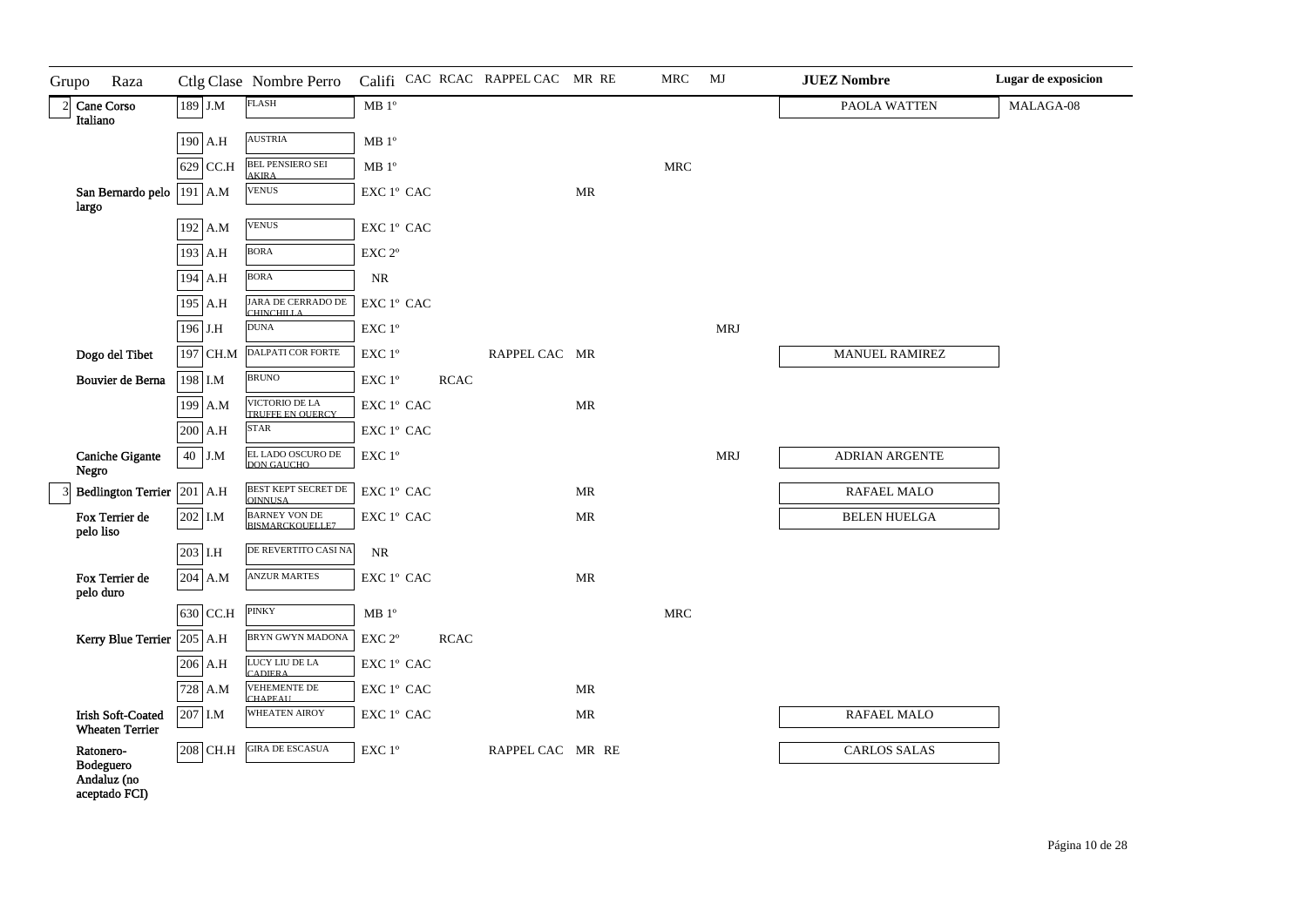| Grupo | Raza | Ctlg | Clase | Nombre Perro | Califi | CAC | RCAC | RAPPEL CAC | MR | RE | MRC | MJ | JUEZ Nombre | Lugar de exposicion |
|---|---|---|---|---|---|---|---|---|---|---|---|---|---|---|
| 2 | Cane Corso Italiano | 189 | J.M | FLASH | MB 1º | | | | | | | | PAOLA WATTEN | MALAGA-08 |
| | | 190 | A.H | AUSTRIA | MB 1º | | | | | | | | | |
| | | 629 | CC.H | BEL PENSIERO SEI AKIRA | MB 1º | | | | | | MRC | | | |
| | San Bernardo pelo largo | 191 | A.M | VENUS | EXC 1º | CAC | | | MR | | | | | |
| | | 192 | A.M | VENUS | EXC 1º | CAC | | | | | | | | |
| | | 193 | A.H | BORA | EXC 2º | | | | | | | | | |
| | | 194 | A.H | BORA | NR | | | | | | | | | |
| | | 195 | A.H | JARA DE CERRADO DE CHINCHILLA | EXC 1º | CAC | | | | | | | | |
| | | 196 | J.H | DUNA | EXC 1º | | | | | | | MRJ | | |
| | Dogo del Tibet | 197 | CH.M | DALPATI COR FORTE | EXC 1º | | | RAPPEL CAC | MR | | | | MANUEL RAMIREZ | |
| | Bouvier de Berna | 198 | I.M | BRUNO | EXC 1º | | RCAC | | | | | | | |
| | | 199 | A.M | VICTORIO DE LA TRUFFE EN QUERCY | EXC 1º | CAC | | | MR | | | | | |
| | | 200 | A.H | STAR | EXC 1º | CAC | | | | | | | | |
| | Caniche Gigante Negro | 40 | J.M | EL LADO OSCURO DE DON GAUCHO | EXC 1º | | | | | | | MRJ | ADRIAN ARGENTE | |
| 3 | Bedlington Terrier | 201 | A.H | BEST KEPT SECRET DE QINNUSA | EXC 1º | CAC | | | MR | | | | RAFAEL MALO | |
| | Fox Terrier de pelo liso | 202 | I.M | BARNEY VON DE BISMARCKQUELLE7 | EXC 1º | CAC | | | MR | | | | BELEN HUELGA | |
| | | 203 | I.H | DE REVERTITO CASI NA | NR | | | | | | | | | |
| | Fox Terrier de pelo duro | 204 | A.M | ANZUR MARTES | EXC 1º | CAC | | | MR | | | | | |
| | | 630 | CC.H | PINKY | MB 1º | | | | | | MRC | | | |
| | Kerry Blue Terrier | 205 | A.H | BRYN GWYN MADONA | EXC 2º | | RCAC | | | | | | | |
| | | 206 | A.H | LUCY LIU DE LA CADIERA | EXC 1º | CAC | | | | | | | | |
| | | 728 | A.M | VEHEMENTE DE CHAPEAU | EXC 1º | CAC | | | MR | | | | | |
| | Irish Soft-Coated Wheaten Terrier | 207 | I.M | WHEATEN AIROY | EXC 1º | CAC | | | MR | | | | RAFAEL MALO | |
| | Ratonero-Bodeguero Andaluz (no aceptado FCI) | 208 | CH.H | GIRA DE ESCASUA | EXC 1º | | | RAPPEL CAC | MR | RE | | | CARLOS SALAS | |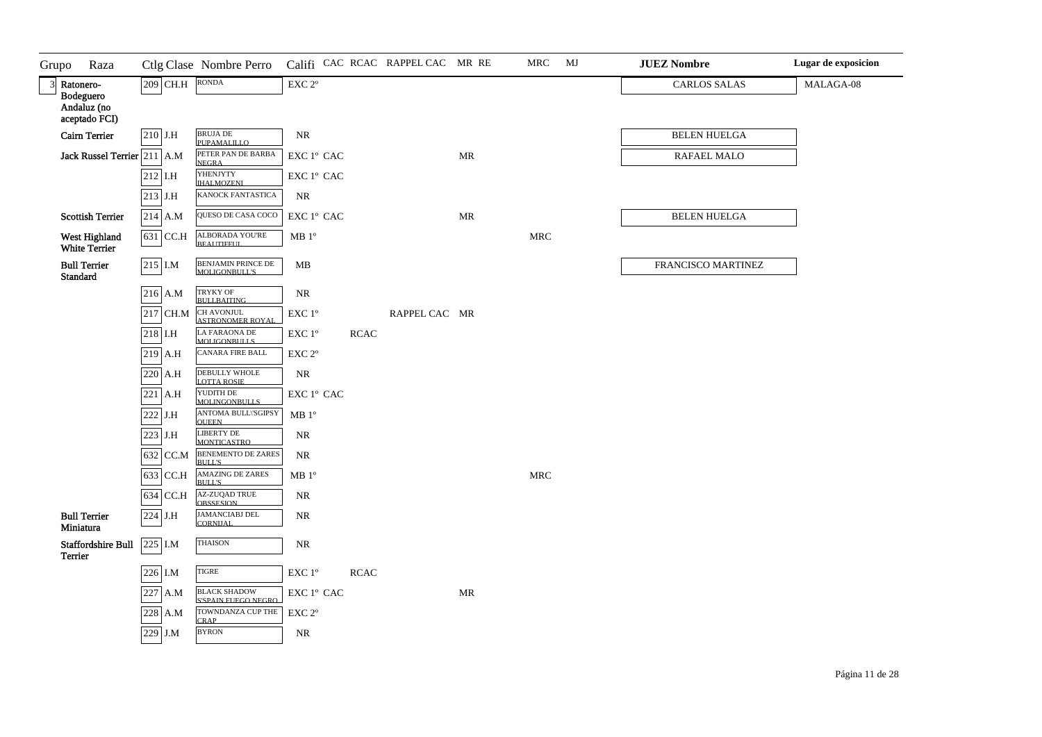| Grupo | Raza | Ctlg | Clase | Nombre Perro | Califi | CAC | RCAC | RAPPEL CAC | MR | RE | MRC | MJ | JUEZ Nombre | Lugar de exposicion |
|---|---|---|---|---|---|---|---|---|---|---|---|---|---|---|
| 3 | Ratonero-Bodeguero Andaluz (no aceptado FCI) | 209 | CH.H | RONDA | EXC 2º | | | | | | | | CARLOS SALAS | MALAGA-08 |
| | Cairn Terrier | 210 | J.H | BRUJA DE PUPAMALILLO | NR | | | | | | | | BELEN HUELGA | |
| | Jack Russel Terrier | 211 | A.M | PETER PAN DE BARBA NEGRA | EXC 1º | CAC | | | MR | | | | RAFAEL MALO | |
| | | 212 | I.H | YHENJYTY IHALMOZENI | EXC 1º | CAC | | | | | | | | |
| | | 213 | J.H | KANOCK FANTASTICA | NR | | | | | | | | | |
| | Scottish Terrier | 214 | A.M | QUESO DE CASA COCO | EXC 1º | CAC | | | MR | | | | BELEN HUELGA | |
| | West Highland White Terrier | 631 | CC.H | ALBORADA YOU'RE BEAUTIFUL | MB 1º | | | | | | MRC | | | |
| | Bull Terrier Standard | 215 | I.M | BENJAMIN PRINCE DE MOLIGONBULL'S | MB | | | | | | | | FRANCISCO MARTINEZ | |
| | | 216 | A.M | TRYKY OF BULLBAITING | NR | | | | | | | | | |
| | | 217 | CH.M | CH AVONJUL ASTRONOMER ROYAL | EXC 1º | | | RAPPEL CAC | MR | | | | | |
| | | 218 | I.H | LA FARAONA DE MOLIGONBULLS | EXC 1º | | RCAC | | | | | | | |
| | | 219 | A.H | CANARA FIRE BALL | EXC 2º | | | | | | | | | |
| | | 220 | A.H | DEBULLY WHOLE LOTTA ROSIE | NR | | | | | | | | | |
| | | 221 | A.H | YUDITH DE MOLINGONBULLS | EXC 1º | CAC | | | | | | | | |
| | | 222 | J.H | ANTOMA BULL\'SGIPSY QUEEN | MB 1º | | | | | | | | | |
| | | 223 | J.H | LIBERTY DE MONTICASTRO | NR | | | | | | | | | |
| | | 632 | CC.M | BENEMENTO DE ZARES BULL'S | NR | | | | | | | | | |
| | | 633 | CC.H | AMAZING DE ZARES BULL'S | MB 1º | | | | | | MRC | | | |
| | | 634 | CC.H | AZ-ZUQAD TRUE OBSSESION | NR | | | | | | | | | |
| | Bull Terrier Miniatura | 224 | J.H | JAMANCIABJ DEL CORNIJAL | NR | | | | | | | | | |
| | Staffordshire Bull Terrier | 225 | I.M | THAISON | NR | | | | | | | | | |
| | | 226 | I.M | TIGRE | EXC 1º | | RCAC | | | | | | | |
| | | 227 | A.M | BLACK SHADOW S'SPAIN FUEGO NEGRO | EXC 1º | CAC | | | MR | | | | | |
| | | 228 | A.M | TOWNDANZA CUP THE CRAP | EXC 2º | | | | | | | | | |
| | | 229 | J.M | BYRON | NR | | | | | | | | | |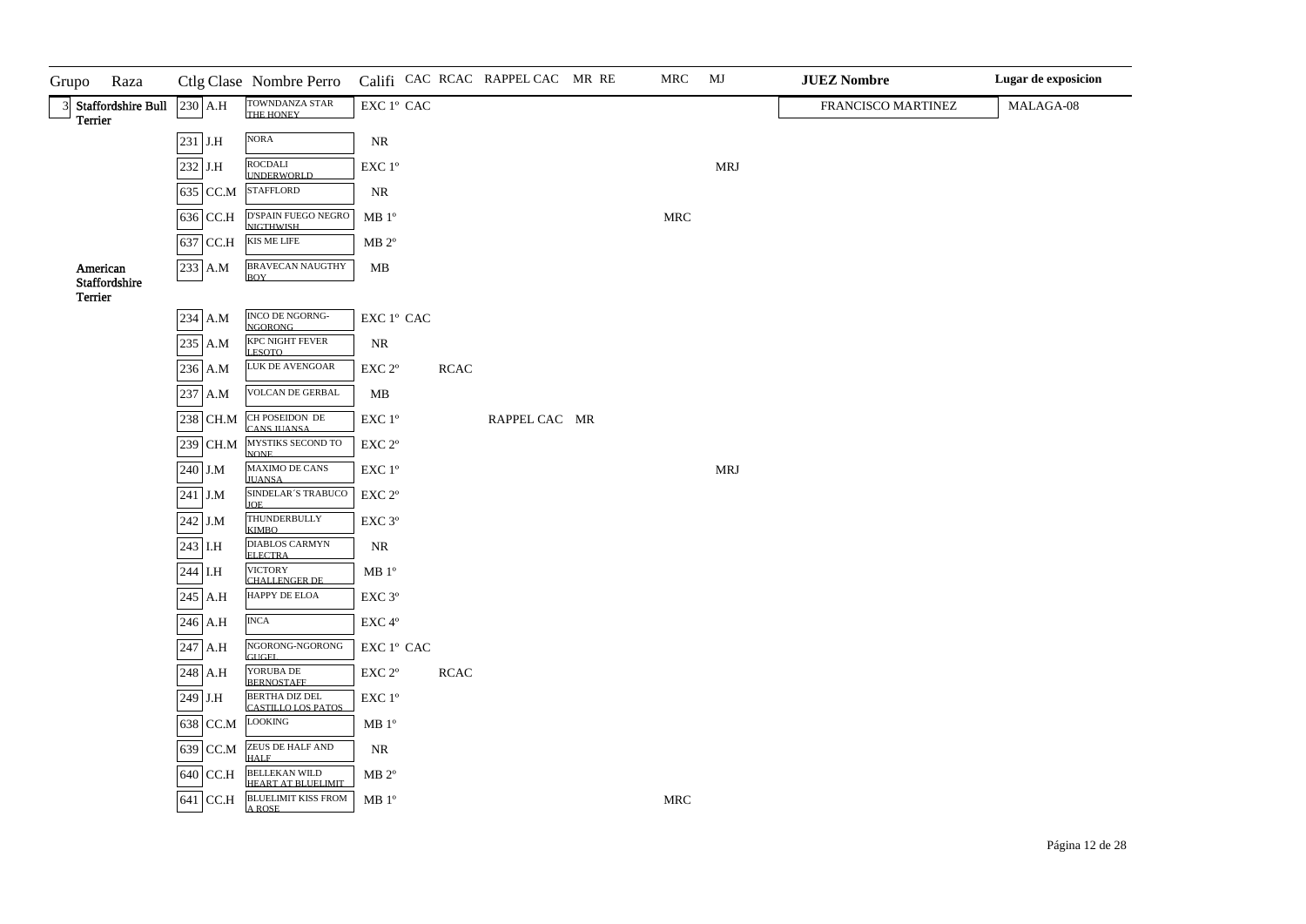| Grupo | Raza | Ctlg | Clase | Nombre Perro | Califi | CAC | RCAC | RAPPEL CAC | MR | RE | MRC | MJ | JUEZ Nombre | Lugar de exposicion |
|---|---|---|---|---|---|---|---|---|---|---|---|---|---|---|
| 3 | Staffordshire Bull Terrier | 230 | A.H | TOWNDANZA STAR THE HONEY | EXC 1º | CAC | | | | | | | FRANCISCO MARTINEZ | MALAGA-08 |
| | | 231 | J.H | NORA | NR | | | | | | | | | |
| | | 232 | J.H | ROCDALI UNDERWORLD | EXC 1º | | | | | | | MRJ | | |
| | | 635 | CC.M | STAFFLORD | NR | | | | | | | | | |
| | | 636 | CC.H | D'SPAIN FUEGO NEGRO NIGTHWISH | MB 1º | | | | | | MRC | | | |
| | | 637 | CC.H | KIS ME LIFE | MB 2º | | | | | | | | | |
| | American Staffordshire Terrier | 233 | A.M | BRAVECAN NAUGTHY BOY | MB | | | | | | | | | |
| | | 234 | A.M | INCO DE NGORNG-NGORONG | EXC 1º | CAC | | | | | | | | |
| | | 235 | A.M | KPC NIGHT FEVER LESOTO | NR | | | | | | | | | |
| | | 236 | A.M | LUK DE AVENGOAR | EXC 2º | | RCAC | | | | | | | |
| | | 237 | A.M | VOLCAN DE GERBAL | MB | | | | | | | | | |
| | | 238 | CH.M | CH POSEIDON DE CANS JUANSA | EXC 1º | | | RAPPEL CAC | MR | | | | | |
| | | 239 | CH.M | MYSTIKS SECOND TO NONE | EXC 2º | | | | | | | | | |
| | | 240 | J.M | MAXIMO DE CANS JUANSA | EXC 1º | | | | | | | MRJ | | |
| | | 241 | J.M | SINDELAR´S TRABUCO JOE | EXC 2º | | | | | | | | | |
| | | 242 | J.M | THUNDERBULLY KIMBO | EXC 3º | | | | | | | | | |
| | | 243 | I.H | DIABLOS CARMYN ELECTRA | NR | | | | | | | | | |
| | | 244 | I.H | VICTORY CHALLENGER DE | MB 1º | | | | | | | | | |
| | | 245 | A.H | HAPPY DE ELOA | EXC 3º | | | | | | | | | |
| | | 246 | A.H | INCA | EXC 4º | | | | | | | | | |
| | | 247 | A.H | NGORONG-NGORONG GUGEL | EXC 1º | CAC | | | | | | | | |
| | | 248 | A.H | YORUBA DE BERNOSTAFF | EXC 2º | | RCAC | | | | | | | |
| | | 249 | J.H | BERTHA DIZ DEL CASTILLO LOS PATOS | EXC 1º | | | | | | | | | |
| | | 638 | CC.M | LOOKING | MB 1º | | | | | | | | | |
| | | 639 | CC.M | ZEUS DE HALF AND HALF | NR | | | | | | | | | |
| | | 640 | CC.H | BELLEKAN WILD HEART AT BLUELIMIT | MB 2º | | | | | | | | | |
| | | 641 | CC.H | BLUELIMIT KISS FROM A ROSE | MB 1º | | | | | | MRC | | | |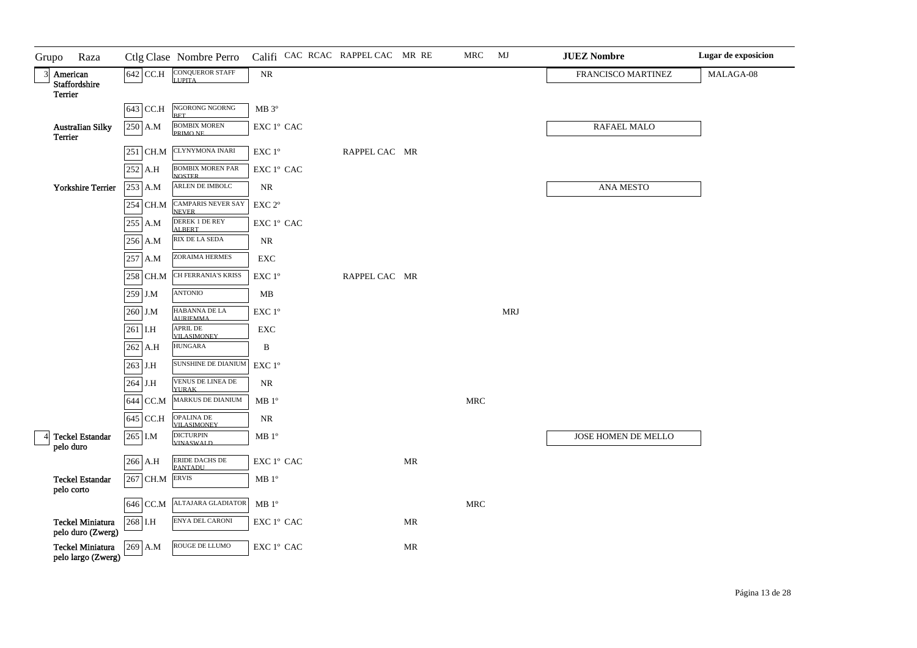| Grupo | Raza | Ctlg | Clase | Nombre Perro | Califi | CAC | RCAC | RAPPEL CAC | MR | RE | MRC | MJ | JUEZ Nombre | Lugar de exposicion |
|---|---|---|---|---|---|---|---|---|---|---|---|---|---|---|
| 3 | American Staffordshire Terrier | 642 | CC.H | CONQUEROR STAFF LUPITA | NR | | | | | | | | FRANCISCO MARTINEZ | MALAGA-08 |
| | | 643 | CC.H | NGORONG NGORNG BET | MB 3º | | | | | | | | | |
| | Australian Silky Terrier | 250 | A.M | BOMBIX MOREN PRIMO NE | EXC 1º | CAC | | | | | | | RAFAEL MALO | |
| | | 251 | CH.M | CLYNYMONA INARI | EXC 1º | | | RAPPEL CAC | MR | | | | | |
| | | 252 | A.H | BOMBIX MOREN PAR NOSTER | EXC 1º | CAC | | | | | | | | |
| | Yorkshire Terrier | 253 | A.M | ARLEN DE IMBOLC | NR | | | | | | | | ANA MESTO | |
| | | 254 | CH.M | CAMPARIS NEVER SAY NEVER | EXC 2º | | | | | | | | | |
| | | 255 | A.M | DEREK 1 DE REY ALBERT | EXC 1º | CAC | | | | | | | | |
| | | 256 | A.M | RIX DE LA SEDA | NR | | | | | | | | | |
| | | 257 | A.M | ZORAIMA HERMES | EXC | | | | | | | | | |
| | | 258 | CH.M | CH FERRANIA'S KRISS | EXC 1º | | | RAPPEL CAC | MR | | | | | |
| | | 259 | J.M | ANTONIO | MB | | | | | | | | | |
| | | 260 | J.M | HABANNA DE LA AURIEMMA | EXC 1º | | | | | | | MRJ | | |
| | | 261 | I.H | APRIL DE VILASIMONEY | EXC | | | | | | | | | |
| | | 262 | A.H | HUNGARA | B | | | | | | | | | |
| | | 263 | J.H | SUNSHINE DE DIANIUM | EXC 1º | | | | | | | | | |
| | | 264 | J.H | VENUS DE LINEA DE YURAK | NR | | | | | | | | | |
| | | 644 | CC.M | MARKUS DE DIANIUM | MB 1º | | | | | | MRC | | | |
| | | 645 | CC.H | OPALINA DE VILASIMONEY | NR | | | | | | | | | |
| 4 | Teckel Estandar pelo duro | 265 | I.M | DICTURPIN VINASWALD | MB 1º | | | | | | | | JOSE HOMEN DE MELLO | |
| | | 266 | A.H | ERIDE DACHS DE PANTADU | EXC 1º | CAC | | | MR | | | | | |
| | Teckel Estandar pelo corto | 267 | CH.M | ERVIS | MB 1º | | | | | | | | | |
| | | 646 | CC.M | ALTAJARA GLADIATOR | MB 1º | | | | | | MRC | | | |
| | Teckel Miniatura pelo duro (Zwerg) | 268 | I.H | ENYA DEL CARONI | EXC 1º | CAC | | | MR | | | | | |
| | Teckel Miniatura pelo largo (Zwerg) | 269 | A.M | ROUGE DE LLUMO | EXC 1º | CAC | | | MR | | | | | |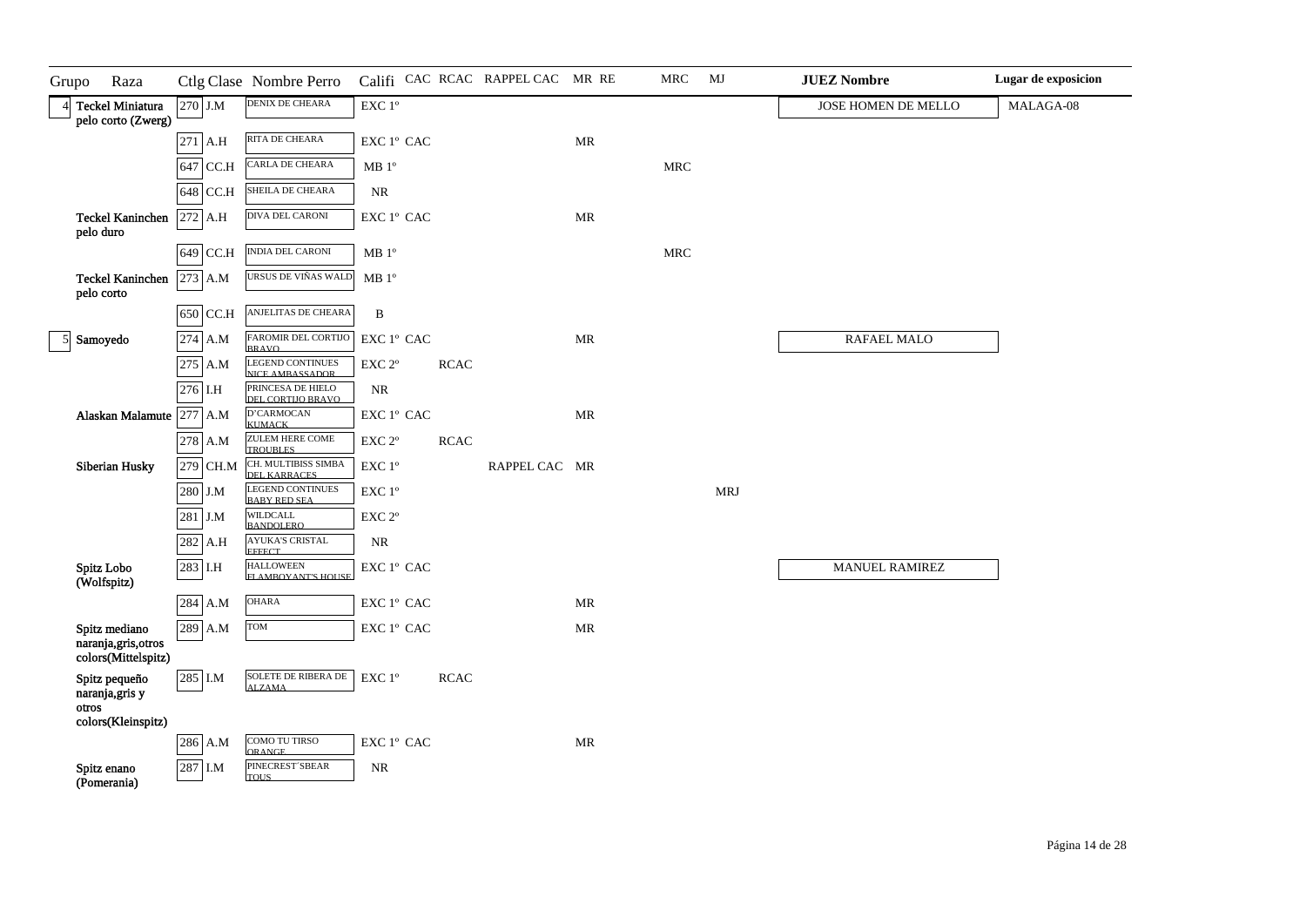| Grupo | Raza | Ctlg | Clase | Nombre Perro | Califi | CAC | RCAC | RAPPEL CAC | MR | RE | MRC | MJ | JUEZ Nombre | Lugar de exposicion |
|---|---|---|---|---|---|---|---|---|---|---|---|---|---|---|
| 4 | Teckel Miniatura pelo corto (Zwerg) | 270 | J.M | DENIX DE CHEARA | EXC 1º | | | | | | | | JOSE HOMEN DE MELLO | MALAGA-08 |
| | | 271 | A.H | RITA DE CHEARA | EXC 1º | CAC | | | MR | | | | | |
| | | 647 | CC.H | CARLA DE CHEARA | MB 1º | | | | | | MRC | | | |
| | | 648 | CC.H | SHEILA DE CHEARA | NR | | | | | | | | | |
| | Teckel Kaninchen pelo duro | 272 | A.H | DIVA DEL CARONI | EXC 1º | CAC | | | MR | | | | | |
| | | 649 | CC.H | INDIA DEL CARONI | MB 1º | | | | | | MRC | | | |
| | Teckel Kaninchen pelo corto | 273 | A.M | URSUS DE VIÑAS WALD | MB 1º | | | | | | | | | |
| | | 650 | CC.H | ANJELITAS DE CHEARA | B | | | | | | | | | |
| 5 | Samoyedo | 274 | A.M | FAROMIR DEL CORTIJO BRAVO | EXC 1º | CAC | | | MR | | | | RAFAEL MALO | |
| | | 275 | A.M | LEGEND CONTINUES NICE AMBASSADOR | EXC 2º | | RCAC | | | | | | | |
| | | 276 | I.H | PRINCESA DE HIELO DEL CORTIJO BRAVO | NR | | | | | | | | | |
| | Alaskan Malamute | 277 | A.M | D'CARMOCAN KUMACK | EXC 1º | CAC | | | MR | | | | | |
| | | 278 | A.M | ZULEM HERE COME TROUBLES | EXC 2º | | RCAC | | | | | | | |
| | Siberian Husky | 279 | CH.M | CH. MULTIBISS SIMBA DEL KARRACES | EXC 1º | | | RAPPEL CAC | MR | | | | | |
| | | 280 | J.M | LEGEND CONTINUES BABY RED SEA | EXC 1º | | | | | | | MRJ | | |
| | | 281 | J.M | WILDCALL BANDOLERO | EXC 2º | | | | | | | | | |
| | | 282 | A.H | AYUKA'S CRISTAL EFFECT | NR | | | | | | | | | |
| | Spitz Lobo (Wolfspitz) | 283 | I.H | HALLOWEEN FLAMBOYANT'S HOUSE | EXC 1º | CAC | | | | | | | MANUEL RAMIREZ | |
| | | 284 | A.M | OHARA | EXC 1º | CAC | | | MR | | | | | |
| | Spitz mediano naranja,gris,otros colors(Mittelspitz) | 289 | A.M | TOM | EXC 1º | CAC | | | MR | | | | | |
| | Spitz pequeño naranja,gris y otros colors(Kleinspitz) | 285 | I.M | SOLETE DE RIBERA DE ALZAMA | EXC 1º | | RCAC | | | | | | | |
| | | 286 | A.M | COMO TU TIRSO ORANGE | EXC 1º | CAC | | | MR | | | | | |
| | Spitz enano (Pomerania) | 287 | I.M | PINECREST´SBEAR TOUS | NR | | | | | | | | | |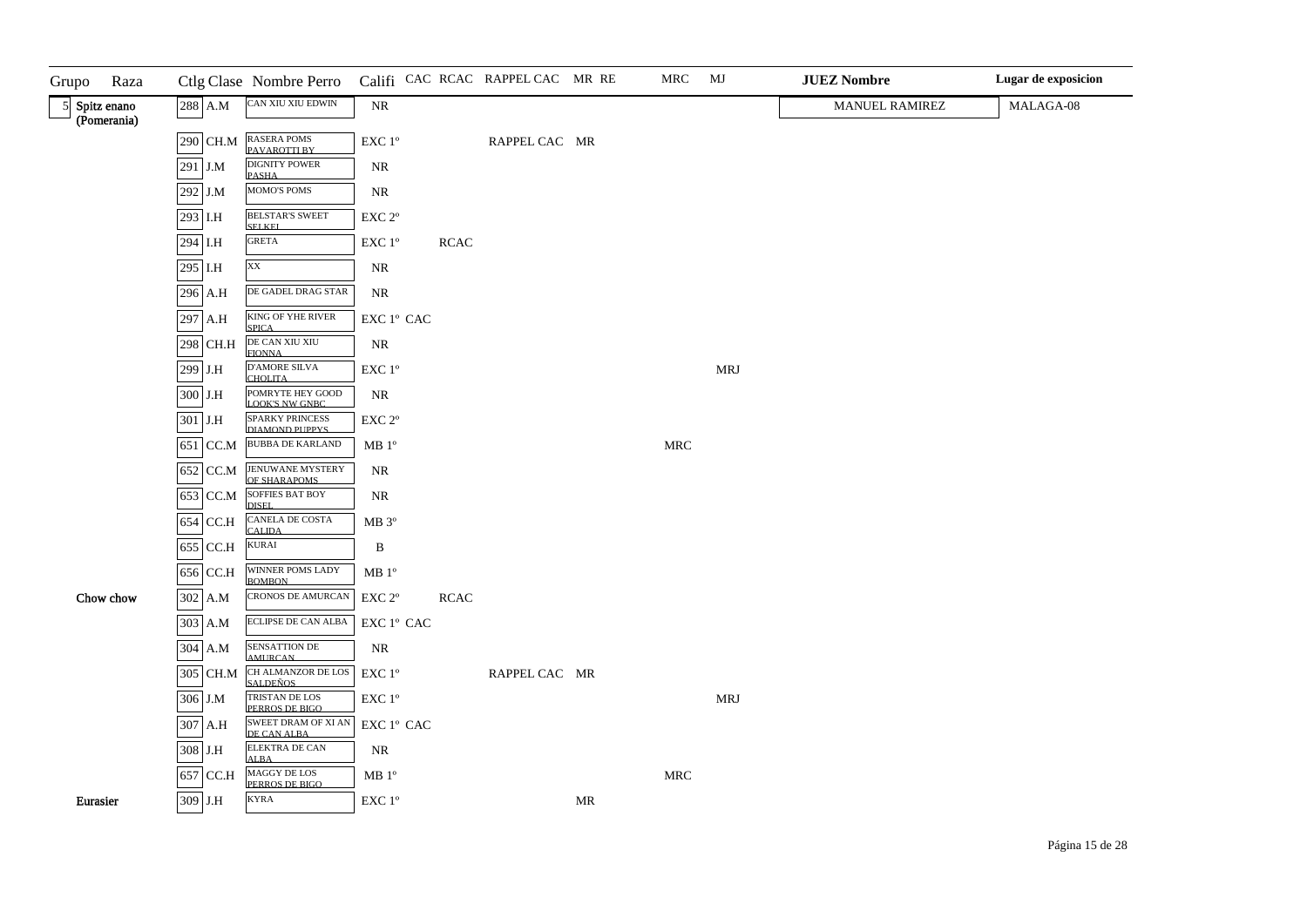| Grupo | Raza | Ctlg | Clase | Nombre Perro | Califi | CAC | RCAC | RAPPEL CAC | MR | RE | MRC | MJ | JUEZ Nombre | Lugar de exposicion |
|---|---|---|---|---|---|---|---|---|---|---|---|---|---|---|
| 5 | Spitz enano (Pomerania) | 288 | A.M | CAN XIU XIU EDWIN | NR | | | | | | | | MANUEL RAMIREZ | MALAGA-08 |
| | | 290 | CH.M | RASERA POMS PAVAROTTI BY | EXC 1º | | | RAPPEL CAC | MR | | | | | |
| | | 291 | J.M | DIGNITY POWER PASHA | NR | | | | | | | | | |
| | | 292 | J.M | MOMO'S POMS | NR | | | | | | | | | |
| | | 293 | I.H | BELSTAR'S SWEET SELKEL | EXC 2º | | | | | | | | | |
| | | 294 | I.H | GRETA | EXC 1º | | RCAC | | | | | | | |
| | | 295 | I.H | XX | NR | | | | | | | | | |
| | | 296 | A.H | DE GADEL DRAG STAR | NR | | | | | | | | | |
| | | 297 | A.H | KING OF YHE RIVER SPICA | EXC 1º | CAC | | | | | | | | |
| | | 298 | CH.H | DE CAN XIU XIU FIONNA | NR | | | | | | | | | |
| | | 299 | J.H | D'AMORE SILVA CHOLITA | EXC 1º | | | | | | | MRJ | | |
| | | 300 | J.H | POMRYTE HEY GOOD LOOK'S NW GNBC | NR | | | | | | | | | |
| | | 301 | J.H | SPARKY PRINCESS DIAMOND PUPPYS | EXC 2º | | | | | | | | | |
| | | 651 | CC.M | BUBBA DE KARLAND | MB 1º | | | | | | MRC | | | |
| | | 652 | CC.M | JENUWANE MYSTERY OF SHARAPOMS | NR | | | | | | | | | |
| | | 653 | CC.M | SOFFIES BAT BOY DISEL | NR | | | | | | | | | |
| | | 654 | CC.H | CANELA DE COSTA CALIDA | MB 3º | | | | | | | | | |
| | | 655 | CC.H | KURAI | B | | | | | | | | | |
| | | 656 | CC.H | WINNER POMS LADY BOMBON | MB 1º | | | | | | | | | |
| | Chow chow | 302 | A.M | CRONOS DE AMURCAN | EXC 2º | | RCAC | | | | | | | |
| | | 303 | A.M | ECLIPSE DE CAN ALBA | EXC 1º | CAC | | | | | | | | |
| | | 304 | A.M | SENSATTION DE AMURCAN | NR | | | | | | | | | |
| | | 305 | CH.M | CH ALMANZOR DE LOS SALDEÑOS | EXC 1º | | | RAPPEL CAC | MR | | | | | |
| | | 306 | J.M | TRISTAN DE LOS PERROS DE BIGO | EXC 1º | | | | | | | MRJ | | |
| | | 307 | A.H | SWEET DRAM OF XI AN DE CAN ALBA | EXC 1º | CAC | | | | | | | | |
| | | 308 | J.H | ELEKTRA DE CAN ALBA | NR | | | | | | | | | |
| | | 657 | CC.H | MAGGY DE LOS PERROS DE BIGO | MB 1º | | | | | | MRC | | | |
| | Eurasier | 309 | J.H | KYRA | EXC 1º | | | | MR | | | | | |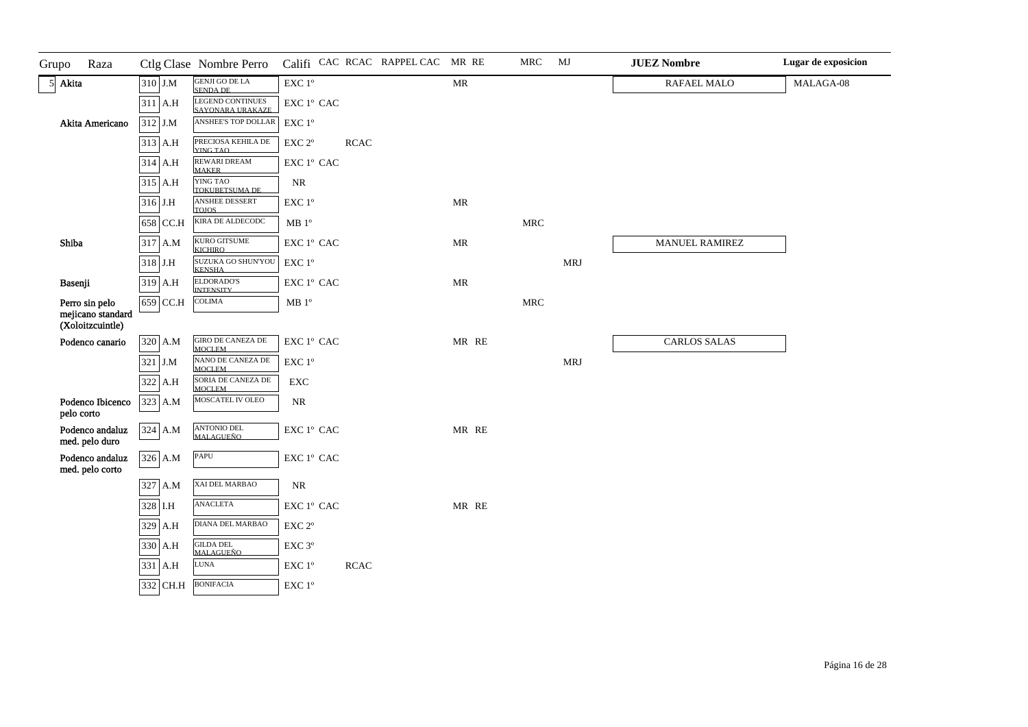| Grupo | Raza | Ctlg | Clase | Nombre Perro | Califi | CAC | RCAC | RAPPEL CAC | MR | RE | MRC | MJ | JUEZ Nombre | Lugar de exposicion |
|---|---|---|---|---|---|---|---|---|---|---|---|---|---|---|
| 5 | Akita | 310 | J.M | GENJI GO DE LA SENDA DE | EXC 1º | | | | MR | | | | RAFAEL MALO | MALAGA-08 |
| | | 311 | A.H | LEGEND CONTINUES SAYONARA URAKAZE | EXC 1º | CAC | | | | | | | | |
| | Akita Americano | 312 | J.M | ANSHEE'S TOP DOLLAR | EXC 1º | | | | | | | | | |
| | | 313 | A.H | PRECIOSA KEHILA DE YING TAO | EXC 2º | | RCAC | | | | | | | |
| | | 314 | A.H | REWARI DREAM MAKER | EXC 1º | CAC | | | | | | | | |
| | | 315 | A.H | YING TAO TOKUBETSUMA DE | NR | | | | | | | | | |
| | | 316 | J.H | ANSHEE DESSERT TOJOS | EXC 1º | | | | MR | | | | | |
| | | 658 | CC.H | KIRA DE ALDECODC | MB 1º | | | | | | MRC | | | |
| | Shiba | 317 | A.M | KURO GITSUME KICHIRO | EXC 1º | CAC | | | MR | | | | MANUEL RAMIREZ | |
| | | 318 | J.H | SUZUKA GO SHUN'YOU KENSHA | EXC 1º | | | | | | | MRJ | | |
| | Basenji | 319 | A.H | ELDORADO'S INTENSITY | EXC 1º | CAC | | | MR | | | | | |
| | Perro sin pelo mejicano standard (Xoloitzcuintle) | 659 | CC.H | COLIMA | MB 1º | | | | | | MRC | | | |
| | Podenco canario | 320 | A.M | GIRO DE CANEZA DE MOCLEM | EXC 1º | CAC | | | MR | RE | | | CARLOS SALAS | |
| | | 321 | J.M | NANO DE CANEZA DE MOCLEM | EXC 1º | | | | | | | MRJ | | |
| | | 322 | A.H | SORIA DE CANEZA DE MOCLEM | EXC | | | | | | | | | |
| | Podenco Ibicenco pelo corto | 323 | A.M | MOSCATEL IV OLEO | NR | | | | | | | | | |
| | Podenco andaluz med. pelo duro | 324 | A.M | ANTONIO DEL MALAGUEÑO | EXC 1º | CAC | | | MR | RE | | | | |
| | Podenco andaluz med. pelo corto | 326 | A.M | PAPU | EXC 1º | CAC | | | | | | | | |
| | | 327 | A.M | XAI DEL MARBAO | NR | | | | | | | | | |
| | | 328 | I.H | ANACLETA | EXC 1º | CAC | | | MR | RE | | | | |
| | | 329 | A.H | DIANA DEL MARBAO | EXC 2º | | | | | | | | | |
| | | 330 | A.H | GILDA DEL MALAGUEÑO | EXC 3º | | | | | | | | | |
| | | 331 | A.H | LUNA | EXC 1º | | RCAC | | | | | | | |
| | | 332 | CH.H | BONIFACIA | EXC 1º | | | | | | | | | |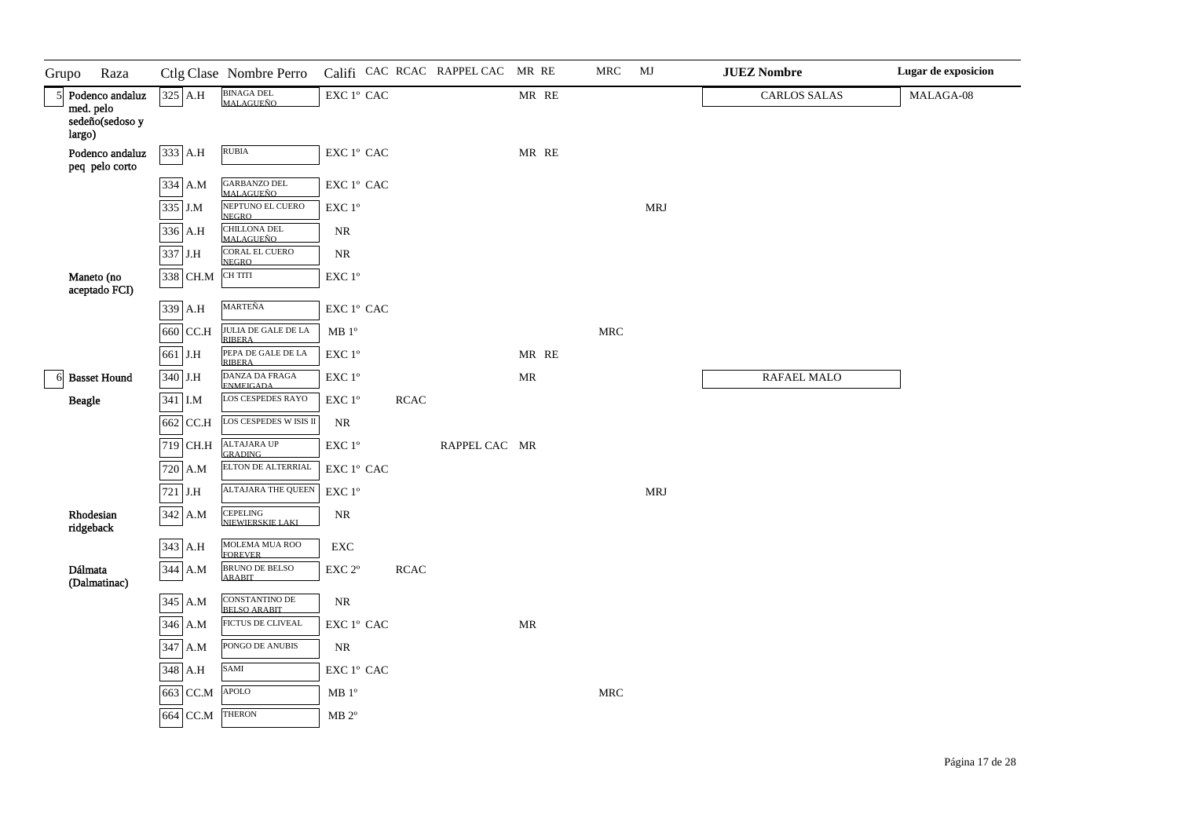| Grupo | Raza | Ctlg | Clase | Nombre Perro | Califi | CAC | RCAC | RAPPEL CAC | MR | RE | MRC | MJ | JUEZ Nombre | Lugar de exposicion |
|---|---|---|---|---|---|---|---|---|---|---|---|---|---|---|
| 5 | Podenco andaluz med. pelo sedeño(sedoso y largo) | 325 | A.H | BINAGA DEL MALAGUEÑO | EXC 1º | CAC | | | MR | RE | | | CARLOS SALAS | MALAGA-08 |
| | Podenco andaluz peq pelo corto | 333 | A.H | RUBIA | EXC 1º | CAC | | | MR | RE | | | | |
| | | 334 | A.M | GARBANZO DEL MALAGUEÑO | EXC 1º | CAC | | | | | | | | |
| | | 335 | J.M | NEPTUNO EL CUERO NEGRO | EXC 1º | | | | | | | MRJ | | |
| | | 336 | A.H | CHILLONA DEL MALAGUEÑO | NR | | | | | | | | | |
| | | 337 | J.H | CORAL EL CUERO NEGRO | NR | | | | | | | | | |
| | Maneto (no aceptado FCI) | 338 | CH.M | CH TITI | EXC 1º | | | | | | | | | |
| | | 339 | A.H | MARTEÑA | EXC 1º | CAC | | | | | | | | |
| | | 660 | CC.H | JULIA DE GALE DE LA RIBERA | MB 1º | | | | | | MRC | | | |
| | | 661 | J.H | PEPA DE GALE DE LA RIBERA | EXC 1º | | | | MR | RE | | | | |
| 6 | Basset Hound | 340 | J.H | DANZA DA FRAGA ENMEIGADA | EXC 1º | | | | MR | | | | RAFAEL MALO | |
| | Beagle | 341 | I.M | LOS CESPEDES RAYO | EXC 1º | | RCAC | | | | | | | |
| | | 662 | CC.H | LOS CESPEDES W ISIS II | NR | | | | | | | | | |
| | | 719 | CH.H | ALTAJARA UP GRADING | EXC 1º | | | RAPPEL CAC | MR | | | | | |
| | | 720 | A.M | ELTON DE ALTERRIAL | EXC 1º | CAC | | | | | | | | |
| | | 721 | J.H | ALTAJARA THE QUEEN | EXC 1º | | | | | | | MRJ | | |
| | Rhodesian ridgeback | 342 | A.M | CEPELING NIEWIERSKIE LAKI | NR | | | | | | | | | |
| | | 343 | A.H | MOLEMA MUA ROO FOREVER | EXC | | | | | | | | | |
| | Dálmata (Dalmatinac) | 344 | A.M | BRUNO DE BELSO ARABIT | EXC 2º | | RCAC | | | | | | | |
| | | 345 | A.M | CONSTANTINO DE BELSO ARABIT | NR | | | | | | | | | |
| | | 346 | A.M | FICTUS DE CLIVEAL | EXC 1º | CAC | | | MR | | | | | |
| | | 347 | A.M | PONGO DE ANUBIS | NR | | | | | | | | | |
| | | 348 | A.H | SAMI | EXC 1º | CAC | | | | | | | | |
| | | 663 | CC.M | APOLO | MB 1º | | | | | | MRC | | | |
| | | 664 | CC.M | THERON | MB 2º | | | | | | | | | |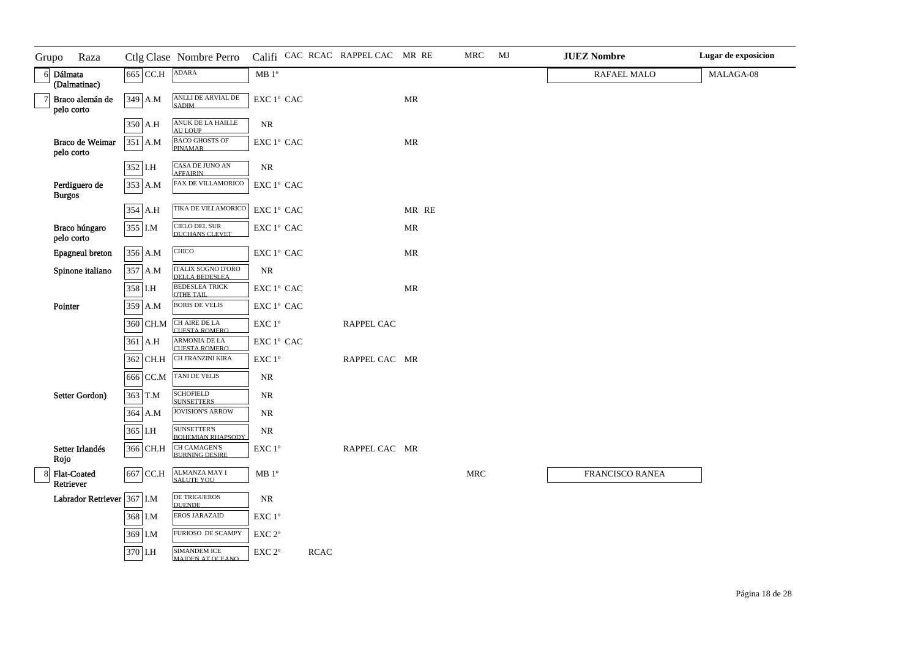| Grupo | Raza | Ctlg | Clase | Nombre Perro | Califi | CAC | RCAC | RAPPEL CAC | MR | RE | MRC | MJ | JUEZ Nombre | Lugar de exposicion |
|---|---|---|---|---|---|---|---|---|---|---|---|---|---|---|
| 6 | Dálmata (Dalmatinac) | 665 | CC.H | ADARA | MB 1º | | | | | | | | RAFAEL MALO | MALAGA-08 |
| 7 | Braco alemán de pelo corto | 349 | A.M | ANLLI DE ARVIAL DE SADIM | EXC 1º | CAC | | | MR | | | | | |
| | | 350 | A.H | ANUK DE LA HAILLE AU LOUP | NR | | | | | | | | | |
| | Braco de Weimar pelo corto | 351 | A.M | BACO GHOSTS OF PINAMAR | EXC 1º | CAC | | | MR | | | | | |
| | | 352 | I.H | CASA DE JUNO AN AFFAIRIN | NR | | | | | | | | | |
| | Perdiguero de Burgos | 353 | A.M | FAX DE VILLAMORICO | EXC 1º | CAC | | | | | | | | |
| | | 354 | A.H | TIKA DE VILLAMORICO | EXC 1º | CAC | | | MR | RE | | | | |
| | Braco húngaro pelo corto | 355 | I.M | CIELO DEL SUR DUCHANS CLEVET | EXC 1º | CAC | | | MR | | | | | |
| | Epagneul breton | 356 | A.M | CHICO | EXC 1º | CAC | | | MR | | | | | |
| | Spinone italiano | 357 | A.M | ITALIX SOGNO D'ORO DELLA BEDESLEA | NR | | | | | | | | | |
| | | 358 | I.H | BEDESLEA TRICK OTHE TAIL | EXC 1º | CAC | | | MR | | | | | |
| | Pointer | 359 | A.M | BORIS DE VELIS | EXC 1º | CAC | | | | | | | | |
| | | 360 | CH.M | CH AIRE DE LA CUESTA ROMERO | EXC 1º | | | RAPPEL CAC | | | | | | |
| | | 361 | A.H | ARMONIA DE LA CUESTA ROMERO | EXC 1º | CAC | | | | | | | | |
| | | 362 | CH.H | CH FRANZINI KIRA | EXC 1º | | | RAPPEL CAC | MR | | | | | |
| | | 666 | CC.M | TANI DE VELIS | NR | | | | | | | | | |
| | Setter Gordon) | 363 | T.M | SCHOFIELD SUNSETTERS | NR | | | | | | | | | |
| | | 364 | A.M | JOVISION'S ARROW | NR | | | | | | | | | |
| | | 365 | I.H | SUNSETTER'S BOHEMIAN RHAPSODY | NR | | | | | | | | | |
| | Setter Irlandés Rojo | 366 | CH.H | CH CAMAGEN'S BURNING DESIRE | EXC 1º | | | RAPPEL CAC | MR | | | | | |
| 8 | Flat-Coated Retriever | 667 | CC.H | ALMANZA MAY I SALUTE YOU | MB 1º | | | | | | MRC | | FRANCISCO RANEA | |
| | Labrador Retriever | 367 | I.M | DE TRIGUEROS DUENDE | NR | | | | | | | | | |
| | | 368 | I.M | EROS JARAZAID | EXC 1º | | | | | | | | | |
| | | 369 | I.M | FURIOSO DE SCAMPY | EXC 2º | | | | | | | | | |
| | | 370 | I.H | SIMANDEM ICE MAIDEN AT OCEANO | EXC 2º | | RCAC | | | | | | | |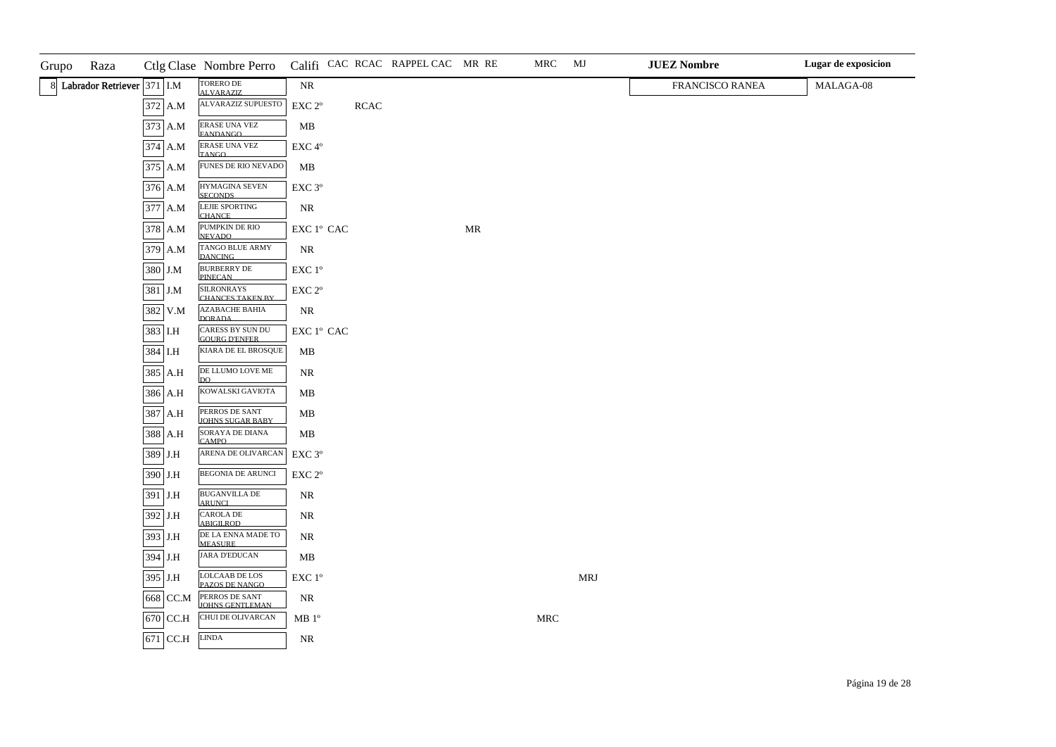| Grupo | Raza | Ctlg | Clase | Nombre Perro | Califi | CAC | RCAC | RAPPEL CAC | MR | RE | MRC | MJ | JUEZ Nombre | Lugar de exposicion |
|---|---|---|---|---|---|---|---|---|---|---|---|---|---|---|
| 8 | Labrador Retriever | 371 | I.M | TORERO DE ALVARAZIZ | NR | | | | | | | | FRANCISCO RANEA | MALAGA-08 |
| | | 372 | A.M | ALVARAZIZ SUPUESTO | EXC 2º | | RCAC | | | | | | | |
| | | 373 | A.M | ERASE UNA VEZ FANDANGO | MB | | | | | | | | | |
| | | 374 | A.M | ERASE UNA VEZ TANGO | EXC 4º | | | | | | | | | |
| | | 375 | A.M | FUNES DE RIO NEVADO | MB | | | | | | | | | |
| | | 376 | A.M | HYMAGINA SEVEN SECONDS | EXC 3º | | | | | | | | | |
| | | 377 | A.M | LEJIE SPORTING CHANCE | NR | | | | | | | | | |
| | | 378 | A.M | PUMPKIN DE RIO NEVADO | EXC 1º | CAC | | | MR | | | | | |
| | | 379 | A.M | TANGO BLUE ARMY DANCING | NR | | | | | | | | | |
| | | 380 | J.M | BURBERRY DE PINECAN | EXC 1º | | | | | | | | | |
| | | 381 | J.M | SILRONRAYS CHANCES TAKEN BY | EXC 2º | | | | | | | | | |
| | | 382 | V.M | AZABACHE BAHIA DORADA | NR | | | | | | | | | |
| | | 383 | I.H | CARESS BY SUN DU GOURG D'ENFER | EXC 1º | CAC | | | | | | | | |
| | | 384 | I.H | KIARA DE EL BROSQUE | MB | | | | | | | | | |
| | | 385 | A.H | DE LLUMO LOVE ME DO | NR | | | | | | | | | |
| | | 386 | A.H | KOWALSKI GAVIOTA | MB | | | | | | | | | |
| | | 387 | A.H | PERROS DE SANT JOHNS SUGAR BABY | MB | | | | | | | | | |
| | | 388 | A.H | SORAYA DE DIANA CAMPO | MB | | | | | | | | | |
| | | 389 | J.H | ARENA DE OLIVARCAN | EXC 3º | | | | | | | | | |
| | | 390 | J.H | BEGONIA DE ARUNCI | EXC 2º | | | | | | | | | |
| | | 391 | J.H | BUGANVILLA DE ARUNCI | NR | | | | | | | | | |
| | | 392 | J.H | CAROLA DE ABIGILROD | NR | | | | | | | | | |
| | | 393 | J.H | DE LA ENNA MADE TO MEASURE | NR | | | | | | | | | |
| | | 394 | J.H | JARA D'EDUCAN | MB | | | | | | | | | |
| | | 395 | J.H | LOLCAAB DE LOS PAZOS DE NANGO | EXC 1º | | | | | | | MRJ | | |
| | | 668 | CC.M | PERROS DE SANT JOHNS GENTLEMAN | NR | | | | | | | | | |
| | | 670 | CC.H | CHUI DE OLIVARCAN | MB 1º | | | | | | MRC | | | |
| | | 671 | CC.H | LINDA | NR | | | | | | | | | |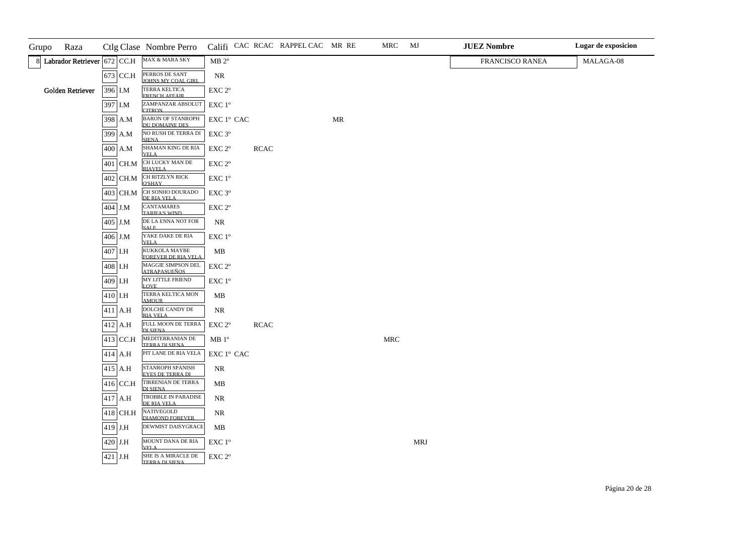| Grupo | Raza | Ctlg | Clase | Nombre Perro | Califi | CAC | RCAC | RAPPEL CAC | MR | RE | MRC | MJ | JUEZ Nombre | Lugar de exposicion |
|---|---|---|---|---|---|---|---|---|---|---|---|---|---|---|
| 8 | Labrador Retriever | 672 | CC.H | MAX & MARA SKY | MB 2º | | | | | | | | FRANCISCO RANEA | MALAGA-08 |
| | | 673 | CC.H | PERROS DE SANT JOHNS MY COAL GIRL | NR | | | | | | | | | |
| | Golden Retriever | 396 | I.M | TERRA KELTICA FRENCH AFFAIR | EXC 2º | | | | | | | | | |
| | | 397 | I.M | ZAMPANZAR ABSOLUT CITRON | EXC 1º | | | | | | | | | |
| | | 398 | A.M | BARON OF STANROPH DU DOMAINE DES | EXC 1º | CAC | | | MR | | | | | |
| | | 399 | A.M | NO RUSH DE TERRA DI SIENA | EXC 3º | | | | | | | | | |
| | | 400 | A.M | SHAMAN KING DE RIA VELA | EXC 2º | | RCAC | | | | | | | |
| | | 401 | CH.M | CH LUCKY MAN DE RIAVELA | EXC 2º | | | | | | | | | |
| | | 402 | CH.M | CH RITZLYN RICK O'SHAY | EXC 1º | | | | | | | | | |
| | | 403 | CH.M | CH SONHO DOURADO DE RIA VELA | EXC 3º | | | | | | | | | |
| | | 404 | J.M | CANTAMARES TARIFA'S WIND | EXC 2º | | | | | | | | | |
| | | 405 | J.M | DE LA ENNA NOT FOR SALE | NR | | | | | | | | | |
| | | 406 | J.M | YAKE DAKE DE RIA VELA | EXC 1º | | | | | | | | | |
| | | 407 | I.H | KUKKOLA MAYBE FOREVER DE RIA VELA | MB | | | | | | | | | |
| | | 408 | I.H | MAGGIE SIMPSON DEL ATRAPASUEÑOS | EXC 2º | | | | | | | | | |
| | | 409 | I.H | MY LITTLE FRIEND LOVE | EXC 1º | | | | | | | | | |
| | | 410 | I.H | TERRA KELTICA MON AMOUR | MB | | | | | | | | | |
| | | 411 | A.H | DOLCHE CANDY DE RIA VELA | NR | | | | | | | | | |
| | | 412 | A.H | FULL MOON DE TERRA DI SIENA | EXC 2º | | RCAC | | | | | | | |
| | | 413 | CC.H | MEDITERRANIAN DE TERRA DI SIENA | MB 1º | | | | | | MRC | | | |
| | | 414 | A.H | PIT LANE DE RIA VELA | EXC 1º | CAC | | | | | | | | |
| | | 415 | A.H | STANROPH SPANISH EYES DE TERRA DI | NR | | | | | | | | | |
| | | 416 | CC.H | TIRRENIAN DE TERRA DI SIENA | MB | | | | | | | | | |
| | | 417 | A.H | TROBBLE IN PARADISE DE RIA VELA | NR | | | | | | | | | |
| | | 418 | CH.H | NATIVEGOLD DIAMOND FOREVER | NR | | | | | | | | | |
| | | 419 | J.H | DEWMIST DAISYGRACE | MB | | | | | | | | | |
| | | 420 | J.H | MOUNT DANA DE RIA VELA | EXC 1º | | | | | | | MRJ | | |
| | | 421 | J.H | SHE IS A MIRACLE DE TERRA DI SIENA | EXC 2º | | | | | | | | | |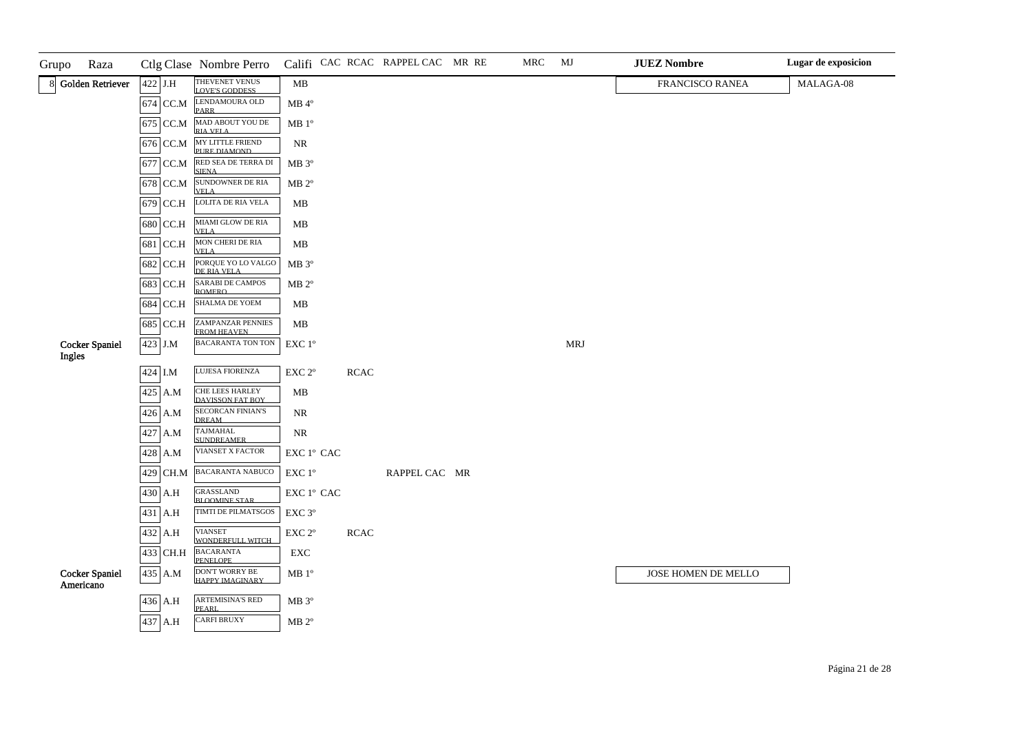| Grupo | Raza | Ctlg | Clase | Nombre Perro | Califi | CAC | RCAC | RAPPEL CAC | MR | RE | MRC | MJ | JUEZ Nombre | Lugar de exposicion |
|---|---|---|---|---|---|---|---|---|---|---|---|---|---|---|
| 8 | Golden Retriever | 422 | J.H | THEVENET VENUS LOVE'S GODDESS | MB | | | | | | | | FRANCISCO RANEA | MALAGA-08 |
| | | 674 | CC.M | LENDAMOURA OLD PARR | MB 4º | | | | | | | | | |
| | | 675 | CC.M | MAD ABOUT YOU DE RIA VELA | MB 1º | | | | | | | | | |
| | | 676 | CC.M | MY LITTLE FRIEND PURE DIAMOND | NR | | | | | | | | | |
| | | 677 | CC.M | RED SEA DE TERRA DI SIENA | MB 3º | | | | | | | | | |
| | | 678 | CC.M | SUNDOWNER DE RIA VELA | MB 2º | | | | | | | | | |
| | | 679 | CC.H | LOLITA DE RIA VELA | MB | | | | | | | | | |
| | | 680 | CC.H | MIAMI GLOW DE RIA VELA | MB | | | | | | | | | |
| | | 681 | CC.H | MON CHERI DE RIA VELA | MB | | | | | | | | | |
| | | 682 | CC.H | PORQUE YO LO VALGO DE RIA VELA | MB 3º | | | | | | | | | |
| | | 683 | CC.H | SARABI DE CAMPOS ROMERO | MB 2º | | | | | | | | | |
| | | 684 | CC.H | SHALMA DE YOEM | MB | | | | | | | | | |
| | | 685 | CC.H | ZAMPANZAR PENNIES FROM HEAVEN | MB | | | | | | | | | |
| | Cocker Spaniel Ingles | 423 | J.M | BACARANTA TON TON | EXC 1º | | | | | | | MRJ | | |
| | | 424 | I.M | LUJESA FIORENZA | EXC 2º | | RCAC | | | | | | | |
| | | 425 | A.M | CHE LEES HARLEY DAVISSON FAT BOY | MB | | | | | | | | | |
| | | 426 | A.M | SECORCAN FINIAN'S DREAM | NR | | | | | | | | | |
| | | 427 | A.M | TAJMAHAL SUNDREAMER | NR | | | | | | | | | |
| | | 428 | A.M | VIANSET X FACTOR | EXC 1º | CAC | | | | | | | | |
| | | 429 | CH.M | BACARANTA NABUCO | EXC 1º | | | RAPPEL CAC | MR | | | | | |
| | | 430 | A.H | GRASSLAND BLOOMINE STAR | EXC 1º | CAC | | | | | | | | |
| | | 431 | A.H | TIMTI DE PILMATSGOS | EXC 3º | | | | | | | | | |
| | | 432 | A.H | VIANSET WONDERFULL WITCH | EXC 2º | | RCAC | | | | | | | |
| | | 433 | CH.H | BACARANTA PENELOPE | EXC | | | | | | | | | |
| | Cocker Spaniel Americano | 435 | A.M | DON'T WORRY BE HAPPY IMAGINARY | MB 1º | | | | | | | | JOSE HOMEN DE MELLO | |
| | | 436 | A.H | ARTEMISINA'S RED PEARL | MB 3º | | | | | | | | | |
| | | 437 | A.H | CARFI BRUXY | MB 2º | | | | | | | | | |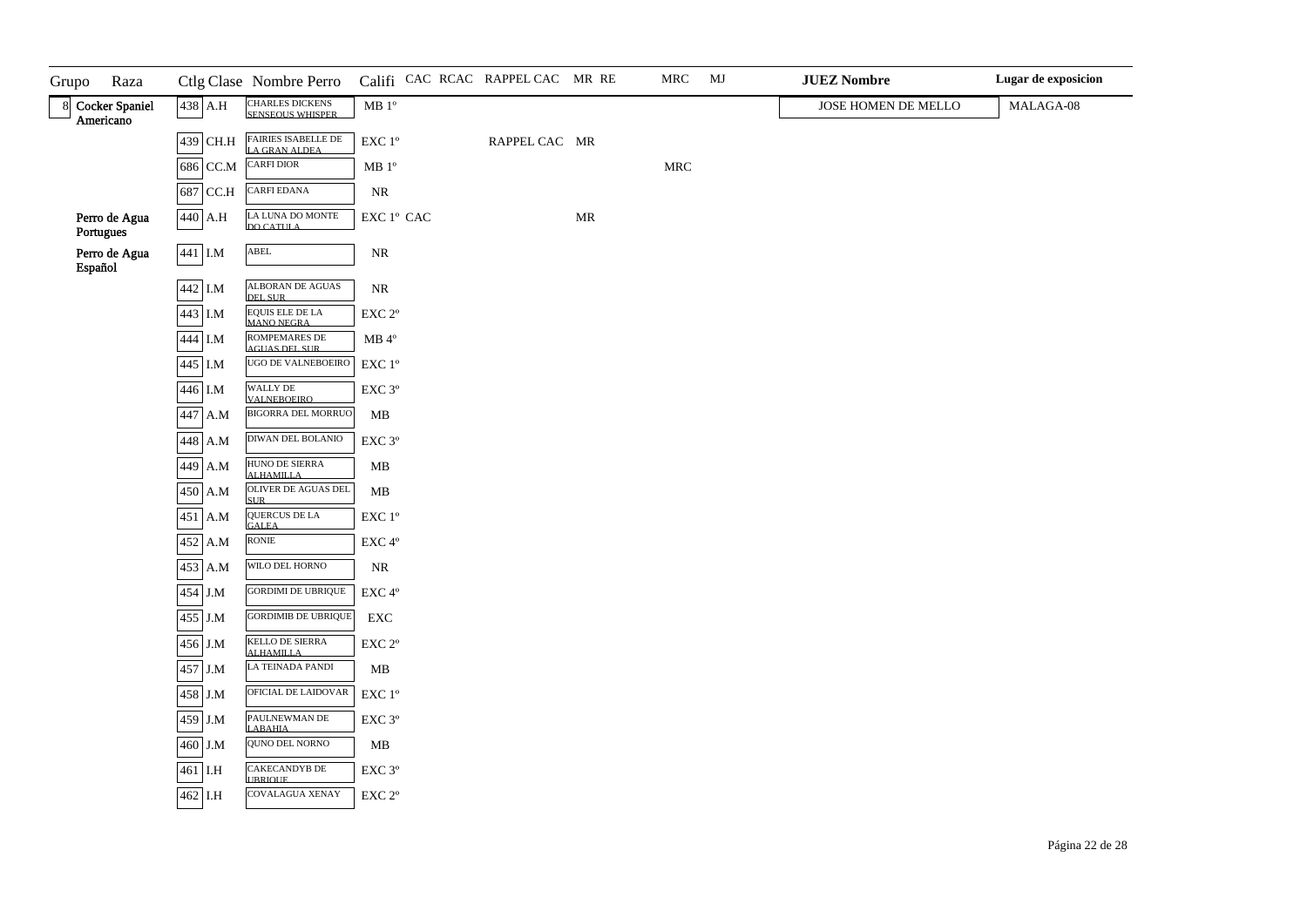| Grupo | Raza | Ctlg | Clase | Nombre Perro | Califi | CAC | RCAC | RAPPEL CAC | MR | RE | MRC | MJ | JUEZ Nombre | Lugar de exposicion |
|---|---|---|---|---|---|---|---|---|---|---|---|---|---|---|
| 8 | Cocker Spaniel Americano | 438 | A.H | CHARLES DICKENS SENSEOUS WHISPER | MB 1º | | | | | | | | JOSE HOMEN DE MELLO | MALAGA-08 |
| | | 439 | CH.H | FAIRIES ISABELLE DE LA GRAN ALDEA | EXC 1º | | | RAPPEL CAC | MR | | | | | |
| | | 686 | CC.M | CARFI DIOR | MB 1º | | | | | | MRC | | | |
| | | 687 | CC.H | CARFI EDANA | NR | | | | | | | | | |
| | Perro de Agua Portugues | 440 | A.H | LA LUNA DO MONTE DO CATULA | EXC 1º | CAC | | | MR | | | | | |
| | Perro de Agua Español | 441 | I.M | ABEL | NR | | | | | | | | | |
| | | 442 | I.M | ALBORAN DE AGUAS DEL SUR | NR | | | | | | | | | |
| | | 443 | I.M | EQUIS ELE DE LA MANO NEGRA | EXC 2º | | | | | | | | | |
| | | 444 | I.M | ROMPEMARES DE AGUAS DEL SUR | MB 4º | | | | | | | | | |
| | | 445 | I.M | UGO DE VALNEBOEIRO | EXC 1º | | | | | | | | | |
| | | 446 | I.M | WALLY DE VALNEBOEIRO | EXC 3º | | | | | | | | | |
| | | 447 | A.M | BIGORRA DEL MORRUO | MB | | | | | | | | | |
| | | 448 | A.M | DIWAN DEL BOLANIO | EXC 3º | | | | | | | | | |
| | | 449 | A.M | HUNO DE SIERRA ALHAMILLA | MB | | | | | | | | | |
| | | 450 | A.M | OLIVER DE AGUAS DEL SUR | MB | | | | | | | | | |
| | | 451 | A.M | QUERCUS DE LA GALEA | EXC 1º | | | | | | | | | |
| | | 452 | A.M | RONIE | EXC 4º | | | | | | | | | |
| | | 453 | A.M | WILO DEL HORNO | NR | | | | | | | | | |
| | | 454 | J.M | GORDIMI DE UBRIQUE | EXC 4º | | | | | | | | | |
| | | 455 | J.M | GORDIMIB DE UBRIQUE | EXC | | | | | | | | | |
| | | 456 | J.M | KELLO DE SIERRA ALHAMILLA | EXC 2º | | | | | | | | | |
| | | 457 | J.M | LA TEINADA PANDI | MB | | | | | | | | | |
| | | 458 | J.M | OFICIAL DE LAIDOVAR | EXC 1º | | | | | | | | | |
| | | 459 | J.M | PAULNEWMAN DE LABAHIA | EXC 3º | | | | | | | | | |
| | | 460 | J.M | QUNO DEL NORNO | MB | | | | | | | | | |
| | | 461 | I.H | CAKECANDYB DE UBRIQUE | EXC 3º | | | | | | | | | |
| | | 462 | I.H | COVALAGUA XENAY | EXC 2º | | | | | | | | | |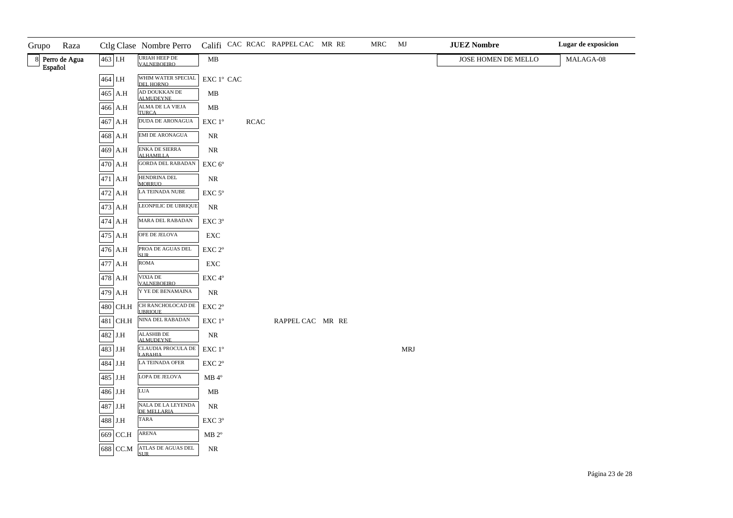| Grupo | Raza | Ctlg | Clase | Nombre Perro | Califi | CAC | RCAC | RAPPEL CAC | MR | RE | MRC | MJ | JUEZ Nombre | Lugar de exposicion |
|---|---|---|---|---|---|---|---|---|---|---|---|---|---|---|
| 8 | Perro de Agua Español | 463 | I.H | URIAH HEEP DE VALNEBOEIRO | MB | | | | | | | | JOSE HOMEN DE MELLO | MALAGA-08 |
| | | 464 | I.H | WHIM WATER SPECIAL DEL HORNO | EXC 1º | CAC | | | | | | | | |
| | | 465 | A.H | AD DOUKKAN DE ALMUDEYNE | MB | | | | | | | | | |
| | | 466 | A.H | ALMA DE LA VIEJA TURCA | MB | | | | | | | | | |
| | | 467 | A.H | DUDA DE ARONAGUA | EXC 1º | | RCAC | | | | | | | |
| | | 468 | A.H | EMI DE ARONAGUA | NR | | | | | | | | | |
| | | 469 | A.H | ENKA DE SIERRA ALHAMILLA | NR | | | | | | | | | |
| | | 470 | A.H | GORDA DEL RABADAN | EXC 6º | | | | | | | | | |
| | | 471 | A.H | HENDRINA DEL MORRUO | NR | | | | | | | | | |
| | | 472 | A.H | LA TEINADA NUBE | EXC 5º | | | | | | | | | |
| | | 473 | A.H | LEONPILIC DE UBRIQUE | NR | | | | | | | | | |
| | | 474 | A.H | MARA DEL RABADAN | EXC 3º | | | | | | | | | |
| | | 475 | A.H | OFE DE JELOVA | EXC | | | | | | | | | |
| | | 476 | A.H | PROA DE AGUAS DEL SUR | EXC 2º | | | | | | | | | |
| | | 477 | A.H | ROMA | EXC | | | | | | | | | |
| | | 478 | A.H | VIXIA DE VALNEBOEIRO | EXC 4º | | | | | | | | | |
| | | 479 | A.H | Y YE DE BENAMAINA | NR | | | | | | | | | |
| | | 480 | CH.H | CH RANCHOLOCAD DE UBRIQUE | EXC 2º | | | | | | | | | |
| | | 481 | CH.H | NINA DEL RABADAN | EXC 1º | | | RAPPEL CAC | MR | RE | | | | |
| | | 482 | J.H | ALASHIB DE ALMUDEYNE | NR | | | | | | | | | |
| | | 483 | J.H | CLAUDIA PROCULA DE LABAHIA | EXC 1º | | | | | | | MRJ | | |
| | | 484 | J.H | LA TEINADA OFER | EXC 2º | | | | | | | | | |
| | | 485 | J.H | LOPA DE JELOVA | MB 4º | | | | | | | | | |
| | | 486 | J.H | LUA | MB | | | | | | | | | |
| | | 487 | J.H | NALA DE LA LEYENDA DE MELLARIA | NR | | | | | | | | | |
| | | 488 | J.H | TARA | EXC 3º | | | | | | | | | |
| | | 669 | CC.H | ARENA | MB 2º | | | | | | | | | |
| | | 688 | CC.M | ATLAS DE AGUAS DEL SUR | NR | | | | | | | | | |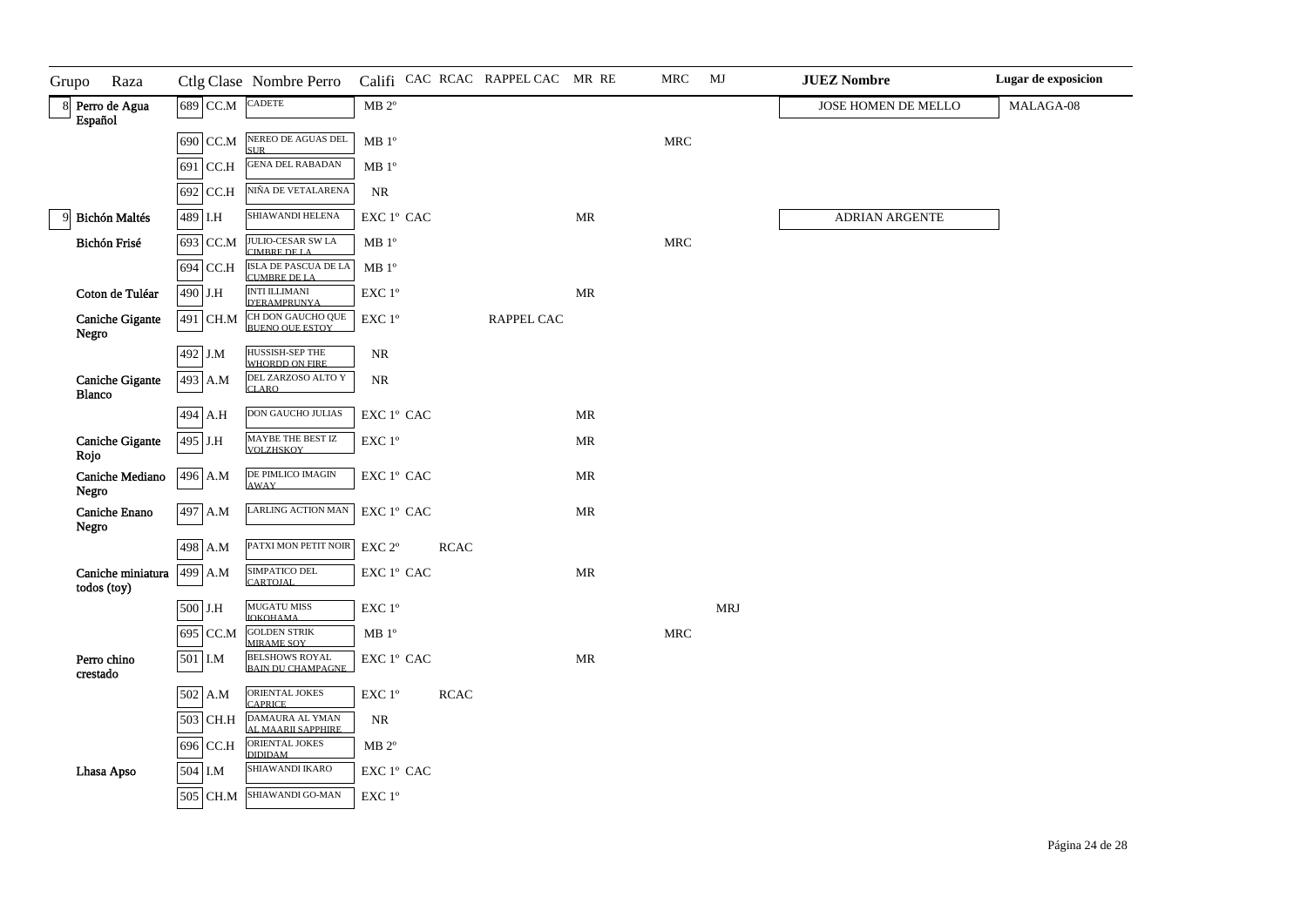| Grupo | Raza | Ctlg | Clase | Nombre Perro | Califi | CAC | RCAC | RAPPEL CAC | MR | RE | MRC | MJ | JUEZ Nombre | Lugar de exposicion |
|---|---|---|---|---|---|---|---|---|---|---|---|---|---|---|
| 8 | Perro de Agua Español | 689 | CC.M | CADETE | MB 2º | | | | | | | | JOSE HOMEN DE MELLO | MALAGA-08 |
| | | 690 | CC.M | NEREO DE AGUAS DEL SUR | MB 1º | | | | | | MRC | | | |
| | | 691 | CC.H | GENA DEL RABADAN | MB 1º | | | | | | | | | |
| | | 692 | CC.H | NIÑA DE VETALARENA | NR | | | | | | | | | |
| 9 | Bichón Maltés | 489 | I.H | SHIAWANDI HELENA | EXC 1º | CAC | | | MR | | | | ADRIAN ARGENTE | |
| | Bichón Frisé | 693 | CC.M | JULIO-CESAR SW LA CIMBRE DE LA | MB 1º | | | | | | MRC | | | |
| | | 694 | CC.H | ISLA DE PASCUA DE LA CUMBRE DE LA | MB 1º | | | | | | | | | |
| | Coton de Tuléar | 490 | J.H | INTI ILLIMANI D'ERAMPRUNYA | EXC 1º | | | | MR | | | | | |
| | Caniche Gigante Negro | 491 | CH.M | CH DON GAUCHO QUE BUENO QUE ESTOY | EXC 1º | | | RAPPEL CAC | | | | | | |
| | | 492 | J.M | HUSSISH-SEP THE WHORDD ON FIRE | NR | | | | | | | | | |
| | Caniche Gigante Blanco | 493 | A.M | DEL ZARZOSO ALTO Y CLARO | NR | | | | | | | | | |
| | | 494 | A.H | DON GAUCHO JULIAS | EXC 1º | CAC | | | MR | | | | | |
| | Caniche Gigante Rojo | 495 | J.H | MAYBE THE BEST IZ VOLZHSKOY | EXC 1º | | | | MR | | | | | |
| | Caniche Mediano Negro | 496 | A.M | DE PIMLICO IMAGIN AWAY | EXC 1º | CAC | | | MR | | | | | |
| | Caniche Enano Negro | 497 | A.M | LARLING ACTION MAN | EXC 1º | CAC | | | MR | | | | | |
| | | 498 | A.M | PATXI MON PETIT NOIR | EXC 2º | | RCAC | | | | | | | |
| | Caniche miniatura todos (toy) | 499 | A.M | SIMPATICO DEL CARTOJAL | EXC 1º | CAC | | | MR | | | | | |
| | | 500 | J.H | MUGATU MISS IOKOHAMA | EXC 1º | | | | | | | MRJ | | |
| | | 695 | CC.M | GOLDEN STRIK MIRAME SOY | MB 1º | | | | | | MRC | | | |
| | Perro chino crestado | 501 | I.M | BELSHOWS ROYAL BAIN DU CHAMPAGNE | EXC 1º | CAC | | | MR | | | | | |
| | | 502 | A.M | ORIENTAL JOKES CAPRICE | EXC 1º | | RCAC | | | | | | | |
| | | 503 | CH.H | DAMAURA AL YMAN AL MAARIJ SAPPHIRE | NR | | | | | | | | | |
| | | 696 | CC.H | ORIENTAL JOKES DIDIDAM | MB 2º | | | | | | | | | |
| | Lhasa Apso | 504 | I.M | SHIAWANDI IKARO | EXC 1º | CAC | | | | | | | | |
| | | 505 | CH.M | SHIAWANDI GO-MAN | EXC 1º | | | | | | | | | |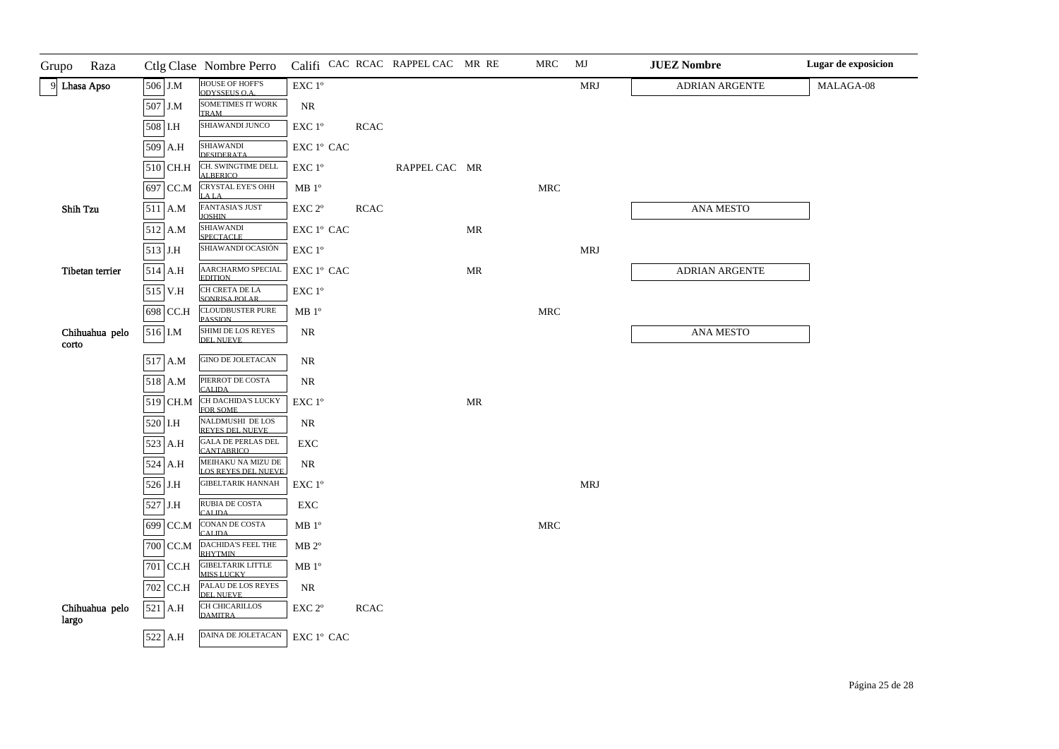| Grupo | Raza | Ctlg | Clase | Nombre Perro | Califi | CAC | RCAC | RAPPEL CAC | MR | RE | MRC | MJ | JUEZ Nombre | Lugar de exposicion |
|---|---|---|---|---|---|---|---|---|---|---|---|---|---|---|
| 9 | Lhasa Apso | 506 | J.M | HOUSE OF HOFF'S ODYSSEUS O.A. | EXC 1º | | | | | | | MRJ | ADRIAN ARGENTE | MALAGA-08 |
| | | 507 | J.M | SOMETIMES IT WORK TRAM | NR | | | | | | | | | |
| | | 508 | I.H | SHIAWANDI JUNCO | EXC 1º | | RCAC | | | | | | | |
| | | 509 | A.H | SHIAWANDI DESIDERATA | EXC 1º | CAC | | | | | | | | |
| | | 510 | CH.H | CH. SWINGTIME DELL ALBERICO | EXC 1º | | | RAPPEL CAC | MR | | | | | |
| | | 697 | CC.M | CRYSTAL EYE'S OHH LA LA | MB 1º | | | | | | MRC | | | |
| | Shih Tzu | 511 | A.M | FANTASIA'S JUST JOSHIN | EXC 2º | | RCAC | | | | | | ANA MESTO | |
| | | 512 | A.M | SHIAWANDI SPECTACLE | EXC 1º | CAC | | | MR | | | | | |
| | | 513 | J.H | SHIAWANDI OCASIÓN | EXC 1º | | | | | | | MRJ | | |
| | Tibetan terrier | 514 | A.H | AARCHARMO SPECIAL EDITION | EXC 1º | CAC | | | MR | | | | ADRIAN ARGENTE | |
| | | 515 | V.H | CH CRETA DE LA SONRISA POLAR | EXC 1º | | | | | | | | | |
| | | 698 | CC.H | CLOUDBUSTER PURE PASSION | MB 1º | | | | | | MRC | | | |
| | Chihuahua pelo corto | 516 | I.M | SHIMI DE LOS REYES DEL NUEVE | NR | | | | | | | | ANA MESTO | |
| | | 517 | A.M | GINO DE JOLETACAN | NR | | | | | | | | | |
| | | 518 | A.M | PIERROT DE COSTA CALIDA | NR | | | | | | | | | |
| | | 519 | CH.M | CH DACHIDA'S LUCKY FOR SOME | EXC 1º | | | | MR | | | | | |
| | | 520 | I.H | NALDMUSHI DE LOS REYES DEL NUEVE | NR | | | | | | | | | |
| | | 523 | A.H | GALA DE PERLAS DEL CANTABRICO | EXC | | | | | | | | | |
| | | 524 | A.H | MEIHAKU NA MIZU DE LOS REYES DEL NUEVE | NR | | | | | | | | | |
| | | 526 | J.H | GIBELTARIK HANNAH | EXC 1º | | | | | | | MRJ | | |
| | | 527 | J.H | RUBIA DE COSTA CALIDA | EXC | | | | | | | | | |
| | | 699 | CC.M | CONAN DE COSTA CALIDA | MB 1º | | | | | | MRC | | | |
| | | 700 | CC.M | DACHIDA'S FEEL THE RHYTMIN | MB 2º | | | | | | | | | |
| | | 701 | CC.H | GIBELTARIK LITTLE MISS LUCKY | MB 1º | | | | | | | | | |
| | | 702 | CC.H | PALAU DE LOS REYES DEL NUEVE | NR | | | | | | | | | |
| | Chihuahua pelo largo | 521 | A.H | CH CHICARILLOS DAMITRA | EXC 2º | | RCAC | | | | | | | |
| | | 522 | A.H | DAINA DE JOLETACAN | EXC 1º | CAC | | | | | | | | |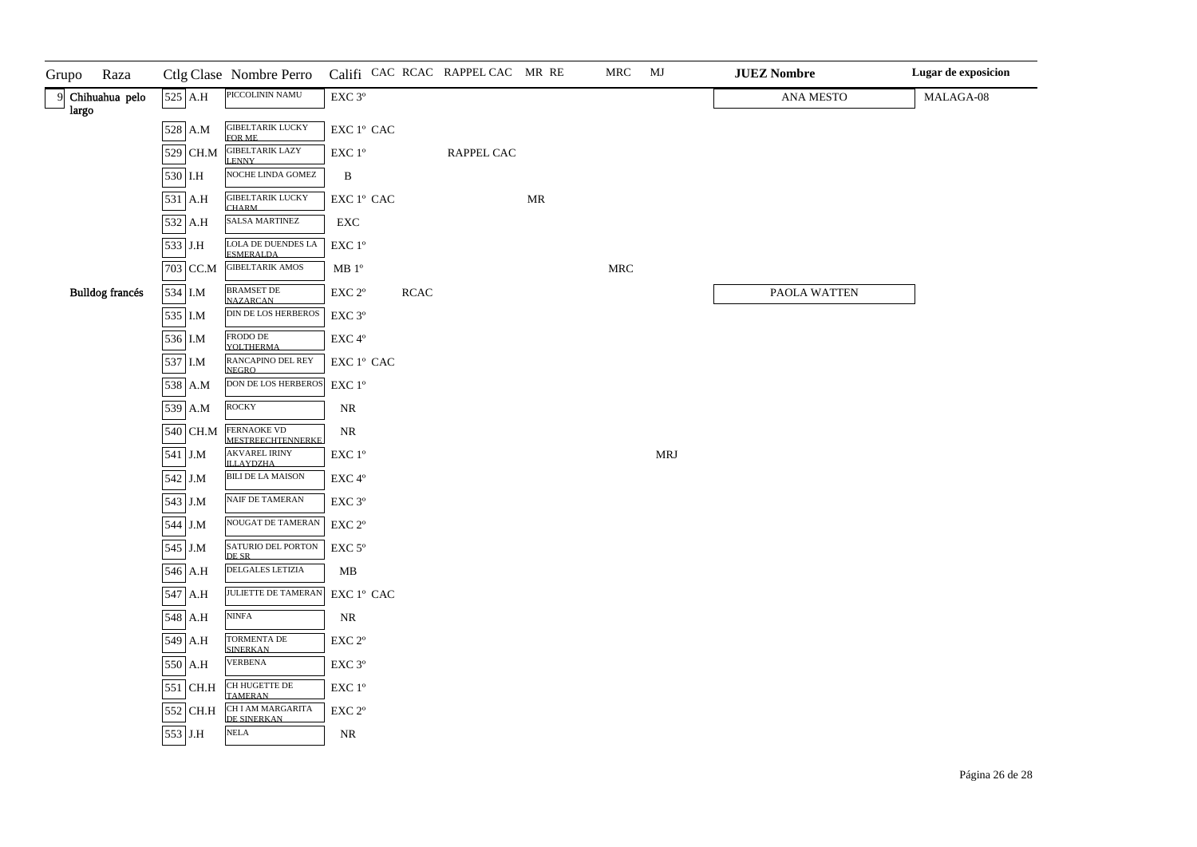| Grupo | Raza | Ctlg | Clase | Nombre Perro | Califi | CAC | RCAC | RAPPEL CAC | MR | RE | MRC | MJ | JUEZ Nombre | Lugar de exposicion |
|---|---|---|---|---|---|---|---|---|---|---|---|---|---|---|
| 9 | Chihuahua pelo largo | 525 | A.H | PICCOLININ NAMU | EXC 3º | | | | | | | | ANA MESTO | MALAGA-08 |
| | | 528 | A.M | GIBELTARIK LUCKY FOR ME | EXC 1º | CAC | | | | | | | | |
| | | 529 | CH.M | GIBELTARIK LAZY LENNY | EXC 1º | | | RAPPEL CAC | | | | | | |
| | | 530 | I.H | NOCHE LINDA GOMEZ | B | | | | | | | | | |
| | | 531 | A.H | GIBELTARIK LUCKY CHARM | EXC 1º | CAC | | | MR | | | | | |
| | | 532 | A.H | SALSA MARTINEZ | EXC | | | | | | | | | |
| | | 533 | J.H | LOLA DE DUENDES LA ESMERALDA | EXC 1º | | | | | | | | | |
| | | 703 | CC.M | GIBELTARIK AMOS | MB 1º | | | | | | MRC | | | |
| | Bulldog francés | 534 | I.M | BRAMSET DE NAZARCAN | EXC 2º | | RCAC | | | | | | PAOLA WATTEN | |
| | | 535 | I.M | DIN DE LOS HERBEROS | EXC 3º | | | | | | | | | |
| | | 536 | I.M | FRODO DE YOLTHERMA | EXC 4º | | | | | | | | | |
| | | 537 | I.M | RANCAPINO DEL REY NEGRO | EXC 1º | CAC | | | | | | | | |
| | | 538 | A.M | DON DE LOS HERBEROS | EXC 1º | | | | | | | | | |
| | | 539 | A.M | ROCKY | NR | | | | | | | | | |
| | | 540 | CH.M | FERNAOKE VD MESTREECHTENNERKE | NR | | | | | | | | | |
| | | 541 | J.M | AKVAREL IRINY ILLAYDZHA | EXC 1º | | | | | | | MRJ | | |
| | | 542 | J.M | BILI DE LA MAISON | EXC 4º | | | | | | | | | |
| | | 543 | J.M | NAIF DE TAMERAN | EXC 3º | | | | | | | | | |
| | | 544 | J.M | NOUGAT DE TAMERAN | EXC 2º | | | | | | | | | |
| | | 545 | J.M | SATURIO DEL PORTON DE SR | EXC 5º | | | | | | | | | |
| | | 546 | A.H | DELGALES LETIZIA | MB | | | | | | | | | |
| | | 547 | A.H | JULIETTE DE TAMERAN | EXC 1º | CAC | | | | | | | | |
| | | 548 | A.H | NINFA | NR | | | | | | | | | |
| | | 549 | A.H | TORMENTA DE SINERKAN | EXC 2º | | | | | | | | | |
| | | 550 | A.H | VERBENA | EXC 3º | | | | | | | | | |
| | | 551 | CH.H | CH HUGETTE DE TAMERAN | EXC 1º | | | | | | | | | |
| | | 552 | CH.H | CH I AM MARGARITA DE SINERKAN | EXC 2º | | | | | | | | | |
| | | 553 | J.H | NELA | NR | | | | | | | | | |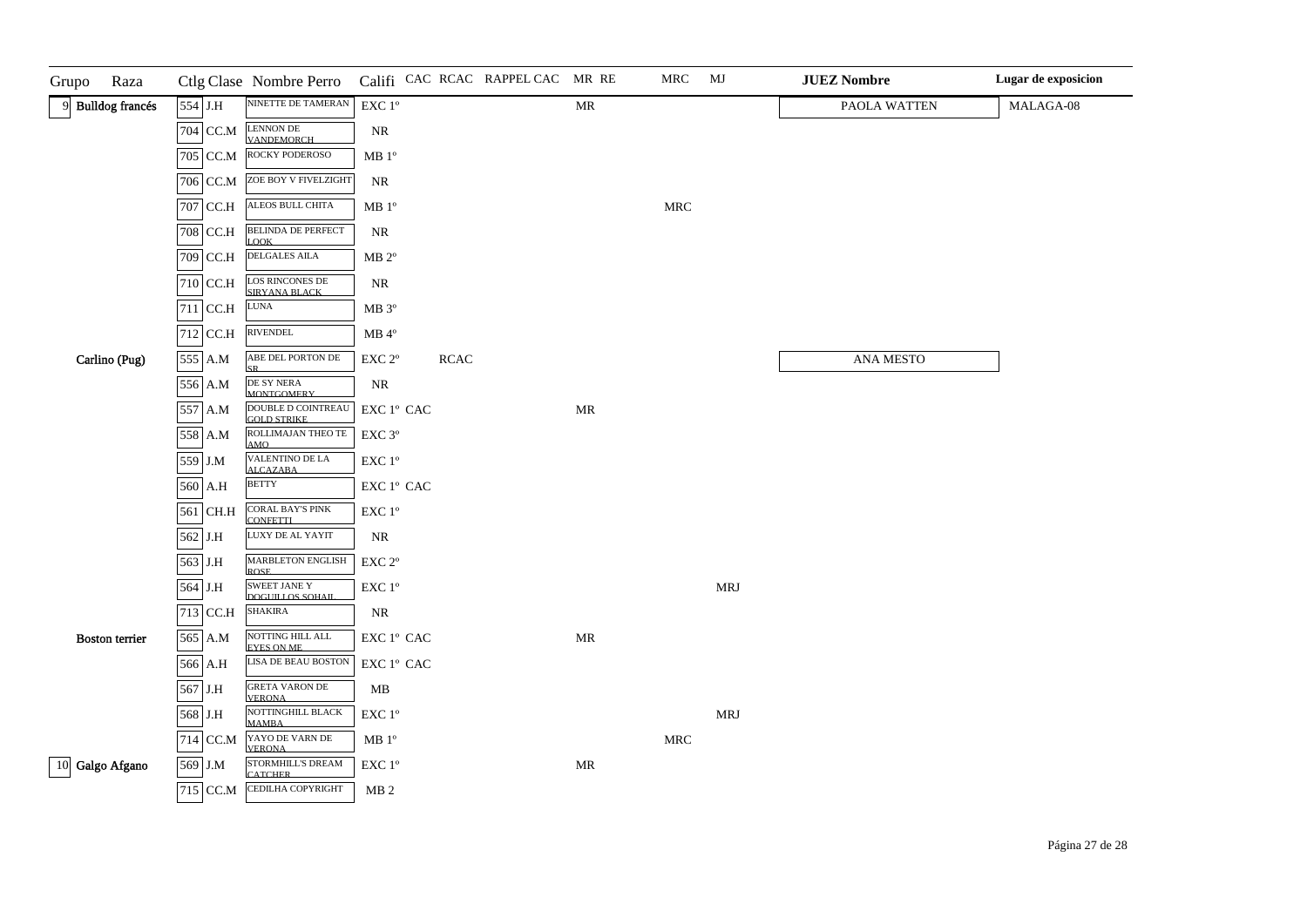| Grupo | Raza | Ctlg | Clase | Nombre Perro | Califi | CAC | RCAC | RAPPEL CAC | MR | RE | MRC | MJ | JUEZ Nombre | Lugar de exposicion |
|---|---|---|---|---|---|---|---|---|---|---|---|---|---|---|
| 9 | Bulldog francés | 554 | J.H | NINETTE DE TAMERAN | EXC 1º | | | | MR | | | | PAOLA WATTEN | MALAGA-08 |
| | | 704 | CC.M | LENNON DE VANDEMORCH | NR | | | | | | | | | |
| | | 705 | CC.M | ROCKY PODEROSO | MB 1º | | | | | | | | | |
| | | 706 | CC.M | ZOE BOY V FIVELZIGHT | NR | | | | | | | | | |
| | | 707 | CC.H | ALEOS BULL CHITA | MB 1º | | | | | | MRC | | | |
| | | 708 | CC.H | BELINDA DE PERFECT LOOK | NR | | | | | | | | | |
| | | 709 | CC.H | DELGALES AILA | MB 2º | | | | | | | | | |
| | | 710 | CC.H | LOS RINCONES DE SIRYANA BLACK | NR | | | | | | | | | |
| | | 711 | CC.H | LUNA | MB 3º | | | | | | | | | |
| | | 712 | CC.H | RIVENDEL | MB 4º | | | | | | | | | |
| | Carlino (Pug) | 555 | A.M | ABE DEL PORTON DE SR | EXC 2º | | RCAC | | | | | | ANA MESTO | |
| | | 556 | A.M | DE SY NERA MONTGOMERY | NR | | | | | | | | | |
| | | 557 | A.M | DOUBLE D COINTREAU GOLD STRIKE | EXC 1º | CAC | | | MR | | | | | |
| | | 558 | A.M | ROLLIMAJAN THEO TE AMO | EXC 3º | | | | | | | | | |
| | | 559 | J.M | VALENTINO DE LA ALCAZABA | EXC 1º | | | | | | | | | |
| | | 560 | A.H | BETTY | EXC 1º | CAC | | | | | | | | |
| | | 561 | CH.H | CORAL BAY'S PINK CONFETTI | EXC 1º | | | | | | | | | |
| | | 562 | J.H | LUXY DE AL YAYIT | NR | | | | | | | | | |
| | | 563 | J.H | MARBLETON ENGLISH ROSE | EXC 2º | | | | | | | | | |
| | | 564 | J.H | SWEET JANE Y DOGUILLOS SOHAIL | EXC 1º | | | | | | | MRJ | | |
| | | 713 | CC.H | SHAKIRA | NR | | | | | | | | | |
| | Boston terrier | 565 | A.M | NOTTING HILL ALL EYES ON ME | EXC 1º | CAC | | | MR | | | | | |
| | | 566 | A.H | LISA DE BEAU BOSTON | EXC 1º | CAC | | | | | | | | |
| | | 567 | J.H | GRETA VARON DE VERONA | MB | | | | | | | | | |
| | | 568 | J.H | NOTTINGHILL BLACK MAMBA | EXC 1º | | | | | | | MRJ | | |
| | | 714 | CC.M | YAYO DE VARN DE VERONA | MB 1º | | | | | | MRC | | | |
| 10 | Galgo Afgano | 569 | J.M | STORMHILL'S DREAM CATCHER | EXC 1º | | | | MR | | | | | |
| | | 715 | CC.M | CEDILHA COPYRIGHT | MB 2 | | | | | | | | | |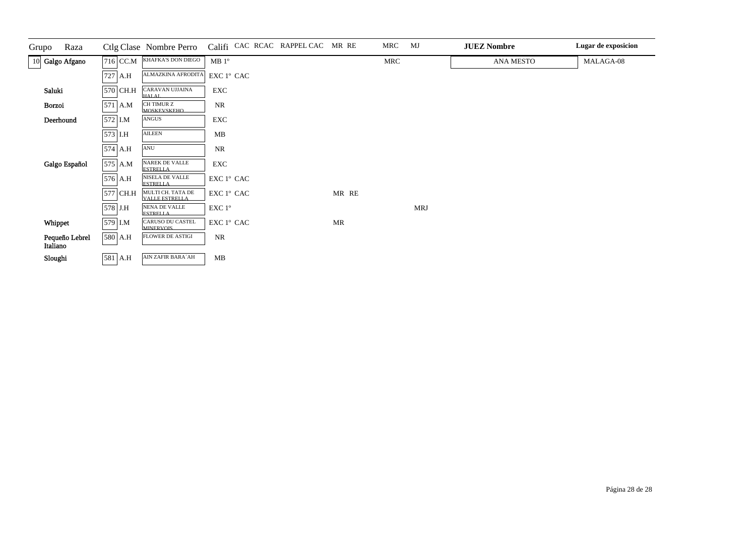| Grupo | Raza | Ctlg | Clase | Nombre Perro | Califi | CAC | RCAC | RAPPEL CAC | MR | RE | MRC | MJ | JUEZ Nombre | Lugar de exposicion |
|---|---|---|---|---|---|---|---|---|---|---|---|---|---|---|
| 10 | Galgo Afgano | 716 | CC.M | KHAFKA'S DON DIEGO | MB 1º | | | | | | MRC | | ANA MESTO | MALAGA-08 |
| | | 727 | A.H | ALMAZKINA AFRODITA | EXC 1º | CAC | | | | | | | | |
| | Saluki | 570 | CH.H | CARAVAN UJJAINA HALAL | EXC | | | | | | | | | |
| | Borzoi | 571 | A.M | CH TIMUR Z MOSKEVSKEHO | NR | | | | | | | | | |
| | Deerhound | 572 | I.M | ANGUS | EXC | | | | | | | | | |
| | | 573 | I.H | AILEEN | MB | | | | | | | | | |
| | | 574 | A.H | ANU | NR | | | | | | | | | |
| | Galgo Español | 575 | A.M | NAREK DE VALLE ESTRELLA | EXC | | | | | | | | | |
| | | 576 | A.H | NISELA DE VALLE ESTRELLA | EXC 1º | CAC | | | | | | | | |
| | | 577 | CH.H | MULTI CH. TATA DE VALLE ESTRELLA | EXC 1º | CAC | | | MR | RE | | | | |
| | | 578 | J.H | NENA DE VALLE ESTRELLA | EXC 1º | | | | | | | MRJ | | |
| | Whippet | 579 | I.M | CARUSO DU CASTEL MINERVOIS | EXC 1º | CAC | | | MR | | | | | |
| | Pequeño Lebrel Italiano | 580 | A.H | FLOWER DE ASTIGI | NR | | | | | | | | | |
| | Sloughi | 581 | A.H | AIN ZAFIR BARA´AH | MB | | | | | | | | | |